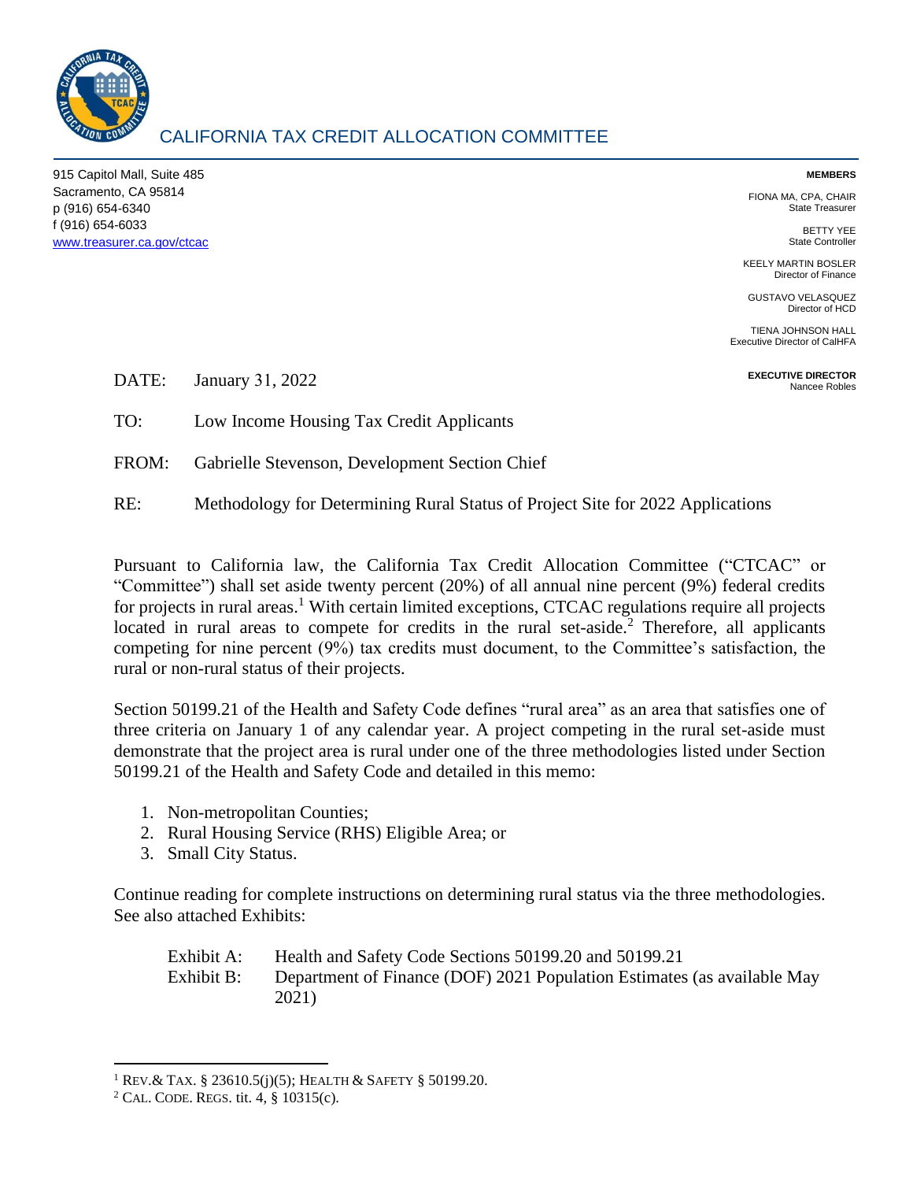# CALIFORNIA TAX CREDIT ALLOCATION COMMITTEE

915 Capitol Mall, Suite 485
Sacramento, CA 95814
p (916) 654-6340
f (916) 654-6033
www.treasurer.ca.gov/ctcac

**MEMBERS**

FIONA MA, CPA, CHAIR
State Treasurer

BETTY YEE
State Controller

KEELY MARTIN BOSLER
Director of Finance

GUSTAVO VELASQUEZ
Director of HCD

TIENA JOHNSON HALL
Executive Director of CalHFA

**EXECUTIVE DIRECTOR**
Nancee Robles

DATE: January 31, 2022

TO: Low Income Housing Tax Credit Applicants

FROM: Gabrielle Stevenson, Development Section Chief

RE: Methodology for Determining Rural Status of Project Site for 2022 Applications

Pursuant to California law, the California Tax Credit Allocation Committee ("CTCAC" or "Committee") shall set aside twenty percent (20%) of all annual nine percent (9%) federal credits for projects in rural areas.[1] With certain limited exceptions, CTCAC regulations require all projects located in rural areas to compete for credits in the rural set-aside.[2] Therefore, all applicants competing for nine percent (9%) tax credits must document, to the Committee's satisfaction, the rural or non-rural status of their projects.

Section 50199.21 of the Health and Safety Code defines "rural area" as an area that satisfies one of three criteria on January 1 of any calendar year. A project competing in the rural set-aside must demonstrate that the project area is rural under one of the three methodologies listed under Section 50199.21 of the Health and Safety Code and detailed in this memo:

1. Non-metropolitan Counties;
2. Rural Housing Service (RHS) Eligible Area; or
3. Small City Status.

Continue reading for complete instructions on determining rural status via the three methodologies. See also attached Exhibits:

Exhibit A: Health and Safety Code Sections 50199.20 and 50199.21
Exhibit B: Department of Finance (DOF) 2021 Population Estimates (as available May 2021)

---

[1] REV.& TAX. § 23610.5(j)(5); HEALTH & SAFETY § 50199.20.

[2] CAL. CODE. REGS. tit. 4, § 10315(c).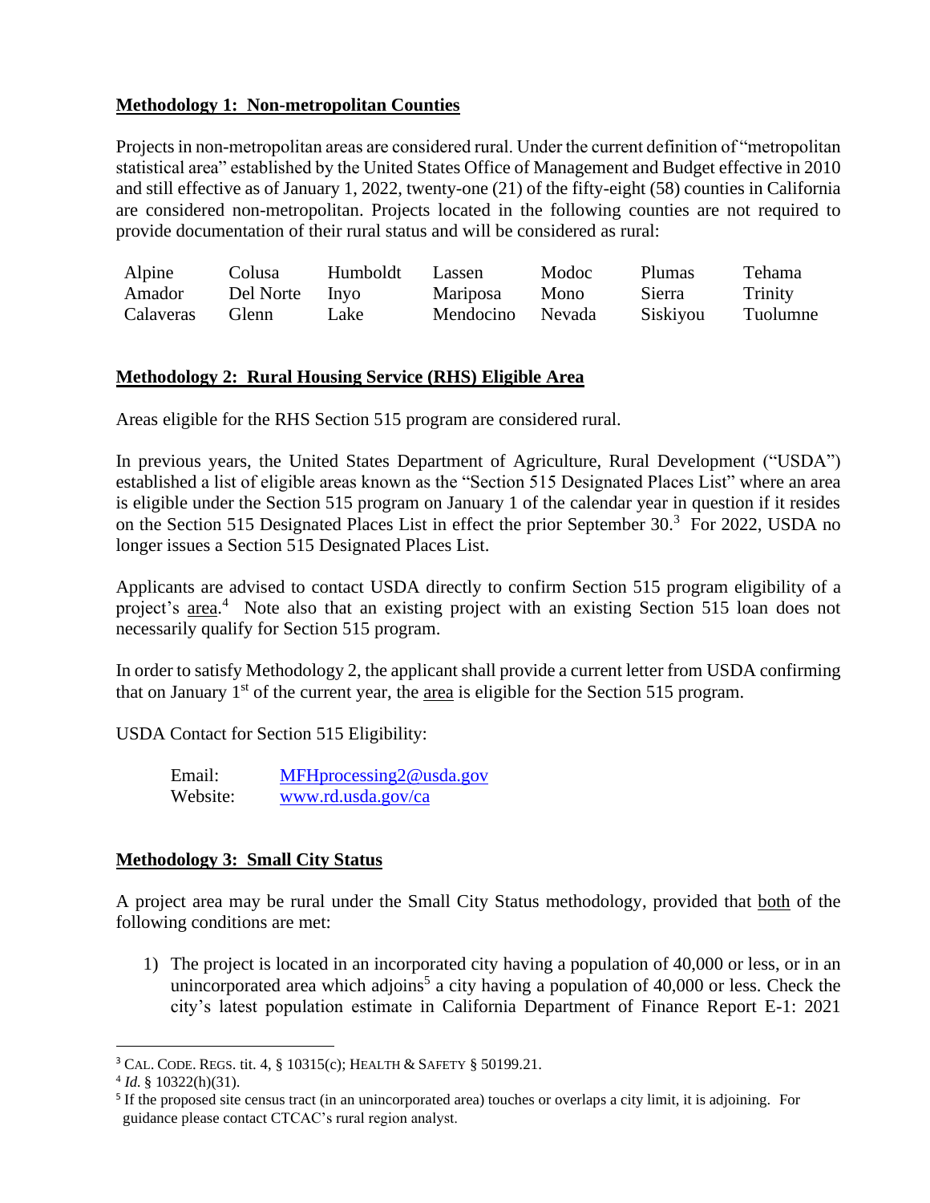**Methodology 1: Non-metropolitan Counties**

Projects in non-metropolitan areas are considered rural. Under the current definition of "metropolitan statistical area" established by the United States Office of Management and Budget effective in 2010 and still effective as of January 1, 2022, twenty-one (21) of the fifty-eight (58) counties in California are considered non-metropolitan. Projects located in the following counties are not required to provide documentation of their rural status and will be considered as rural:

| | | | | | | |
|---|---|---|---|---|---|---|
| Alpine | Colusa | Humboldt | Lassen | Modoc | Plumas | Tehama |
| Amador | Del Norte | Inyo | Mariposa | Mono | Sierra | Trinity |
| Calaveras | Glenn | Lake | Mendocino | Nevada | Siskiyou | Tuolumne |

**Methodology 2: Rural Housing Service (RHS) Eligible Area**

Areas eligible for the RHS Section 515 program are considered rural.

In previous years, the United States Department of Agriculture, Rural Development ("USDA") established a list of eligible areas known as the "Section 515 Designated Places List" where an area is eligible under the Section 515 program on January 1 of the calendar year in question if it resides on the Section 515 Designated Places List in effect the prior September 30.[3] For 2022, USDA no longer issues a Section 515 Designated Places List.

Applicants are advised to contact USDA directly to confirm Section 515 program eligibility of a project's area.[4] Note also that an existing project with an existing Section 515 loan does not necessarily qualify for Section 515 program.

In order to satisfy Methodology 2, the applicant shall provide a current letter from USDA confirming that on January 1st of the current year, the area is eligible for the Section 515 program.

USDA Contact for Section 515 Eligibility:

Email: MFHprocessing2@usda.gov
Website: www.rd.usda.gov/ca

**Methodology 3: Small City Status**

A project area may be rural under the Small City Status methodology, provided that both of the following conditions are met:

1) The project is located in an incorporated city having a population of 40,000 or less, or in an unincorporated area which adjoins[5] a city having a population of 40,000 or less. Check the city's latest population estimate in California Department of Finance Report E-1: 2021

---

[3] CAL. CODE. REGS. tit. 4, § 10315(c); HEALTH & SAFETY § 50199.21.

[4] *Id.* § 10322(h)(31).

[5] If the proposed site census tract (in an unincorporated area) touches or overlaps a city limit, it is adjoining. For guidance please contact CTCAC's rural region analyst.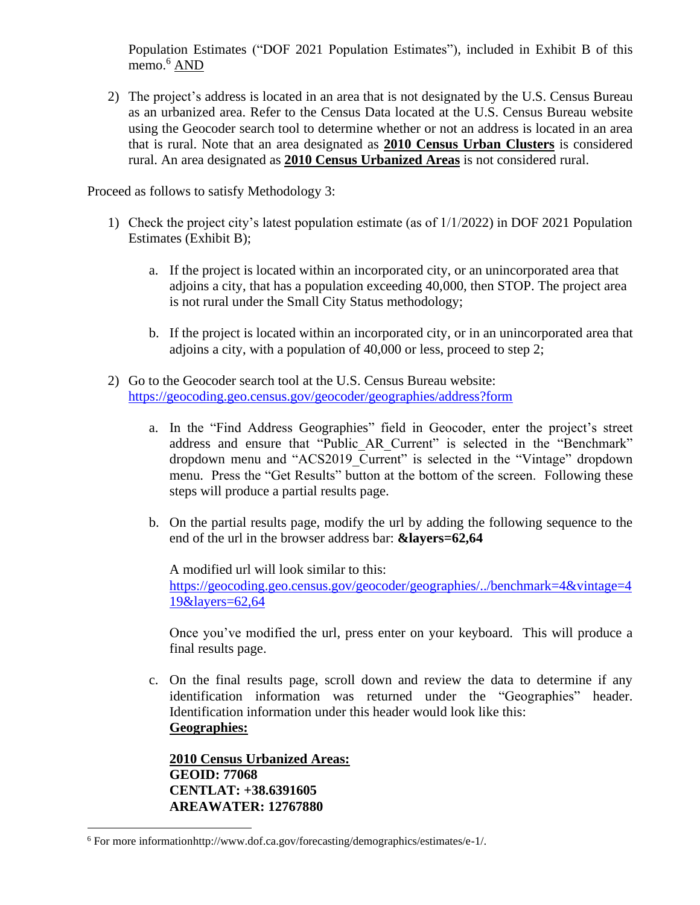Population Estimates ("DOF 2021 Population Estimates"), included in Exhibit B of this memo.[6] AND

2) The project's address is located in an area that is not designated by the U.S. Census Bureau as an urbanized area. Refer to the Census Data located at the U.S. Census Bureau website using the Geocoder search tool to determine whether or not an address is located in an area that is rural. Note that an area designated as **2010 Census Urban Clusters** is considered rural. An area designated as **2010 Census Urbanized Areas** is not considered rural.

Proceed as follows to satisfy Methodology 3:

1) Check the project city's latest population estimate (as of 1/1/2022) in DOF 2021 Population Estimates (Exhibit B);

   a. If the project is located within an incorporated city, or an unincorporated area that adjoins a city, that has a population exceeding 40,000, then STOP. The project area is not rural under the Small City Status methodology;

   b. If the project is located within an incorporated city, or in an unincorporated area that adjoins a city, with a population of 40,000 or less, proceed to step 2;

2) Go to the Geocoder search tool at the U.S. Census Bureau website: https://geocoding.geo.census.gov/geocoder/geographies/address?form

   a. In the "Find Address Geographies" field in Geocoder, enter the project's street address and ensure that "Public_AR_Current" is selected in the "Benchmark" dropdown menu and "ACS2019_Current" is selected in the "Vintage" dropdown menu. Press the "Get Results" button at the bottom of the screen. Following these steps will produce a partial results page.

   b. On the partial results page, modify the url by adding the following sequence to the end of the url in the browser address bar: **&layers=62,64**

      A modified url will look similar to this: https://geocoding.geo.census.gov/geocoder/geographies/../benchmark=4&vintage=419&layers=62,64

      Once you've modified the url, press enter on your keyboard. This will produce a final results page.

   c. On the final results page, scroll down and review the data to determine if any identification information was returned under the "Geographies" header. Identification information under this header would look like this:
      **Geographies:**

      **2010 Census Urbanized Areas:**
      **GEOID: 77068**
      **CENTLAT: +38.6391605**
      **AREAWATER: 12767880**

[6] For more informationhttp://www.dof.ca.gov/forecasting/demographics/estimates/e-1/.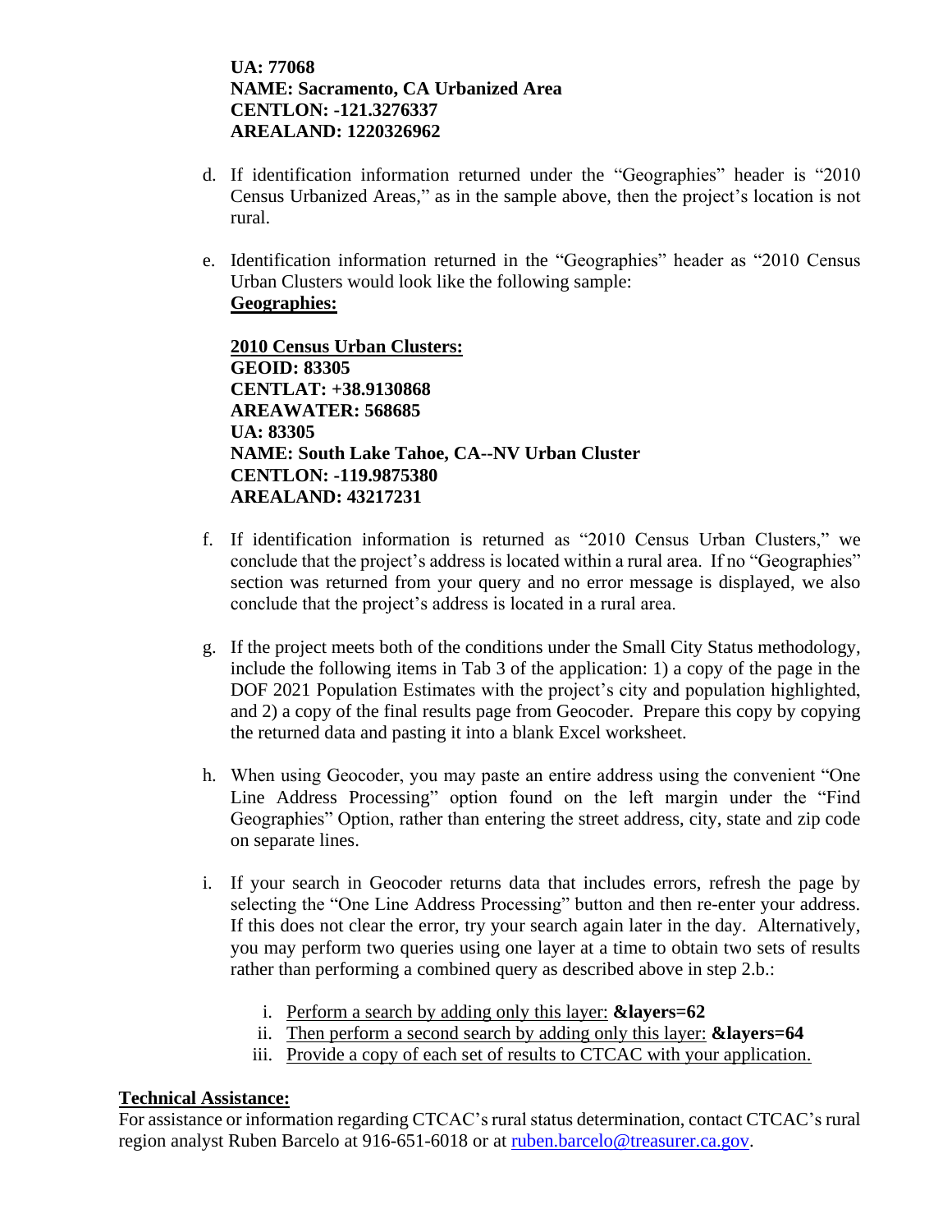**UA: 77068**
**NAME: Sacramento, CA Urbanized Area**
**CENTLON: -121.3276337**
**AREALAND: 1220326962**

d. If identification information returned under the "Geographies" header is "2010 Census Urbanized Areas," as in the sample above, then the project's location is not rural.

e. Identification information returned in the "Geographies" header as "2010 Census Urban Clusters would look like the following sample:
**Geographies:**

**2010 Census Urban Clusters:**
**GEOID: 83305**
**CENTLAT: +38.9130868**
**AREAWATER: 568685**
**UA: 83305**
**NAME: South Lake Tahoe, CA--NV Urban Cluster**
**CENTLON: -119.9875380**
**AREALAND: 43217231**

f. If identification information is returned as "2010 Census Urban Clusters," we conclude that the project's address is located within a rural area. If no "Geographies" section was returned from your query and no error message is displayed, we also conclude that the project's address is located in a rural area.

g. If the project meets both of the conditions under the Small City Status methodology, include the following items in Tab 3 of the application: 1) a copy of the page in the DOF 2021 Population Estimates with the project's city and population highlighted, and 2) a copy of the final results page from Geocoder. Prepare this copy by copying the returned data and pasting it into a blank Excel worksheet.

h. When using Geocoder, you may paste an entire address using the convenient "One Line Address Processing" option found on the left margin under the "Find Geographies" Option, rather than entering the street address, city, state and zip code on separate lines.

i. If your search in Geocoder returns data that includes errors, refresh the page by selecting the "One Line Address Processing" button and then re-enter your address. If this does not clear the error, try your search again later in the day. Alternatively, you may perform two queries using one layer at a time to obtain two sets of results rather than performing a combined query as described above in step 2.b.:

   i. Perform a search by adding only this layer: **&layers=62**
   ii. Then perform a second search by adding only this layer: **&layers=64**
   iii. Provide a copy of each set of results to CTCAC with your application.

**Technical Assistance:**

For assistance or information regarding CTCAC's rural status determination, contact CTCAC's rural region analyst Ruben Barcelo at 916-651-6018 or at ruben.barcelo@treasurer.ca.gov.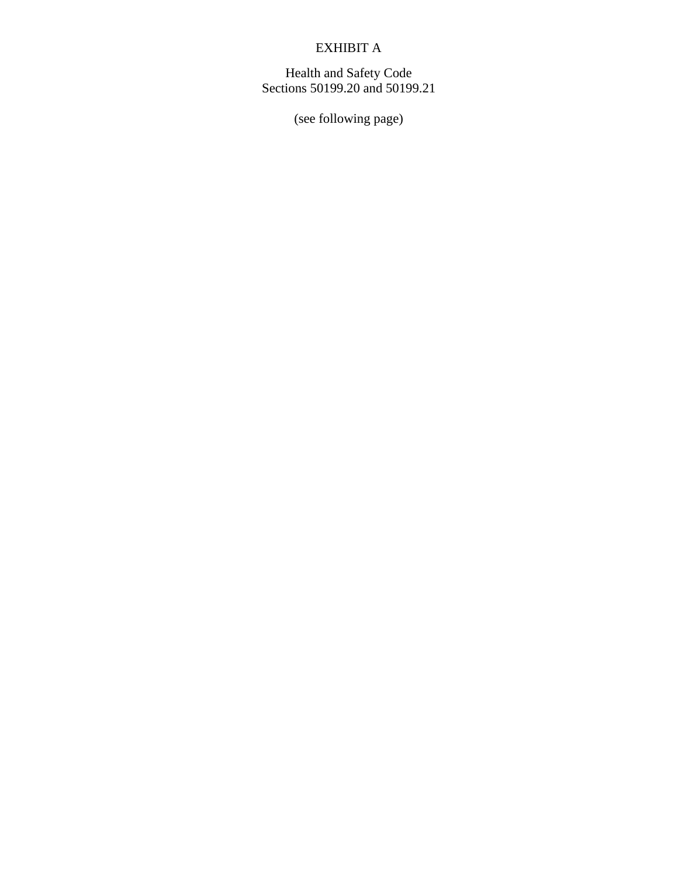# EXHIBIT A

Health and Safety Code
Sections 50199.20 and 50199.21

(see following page)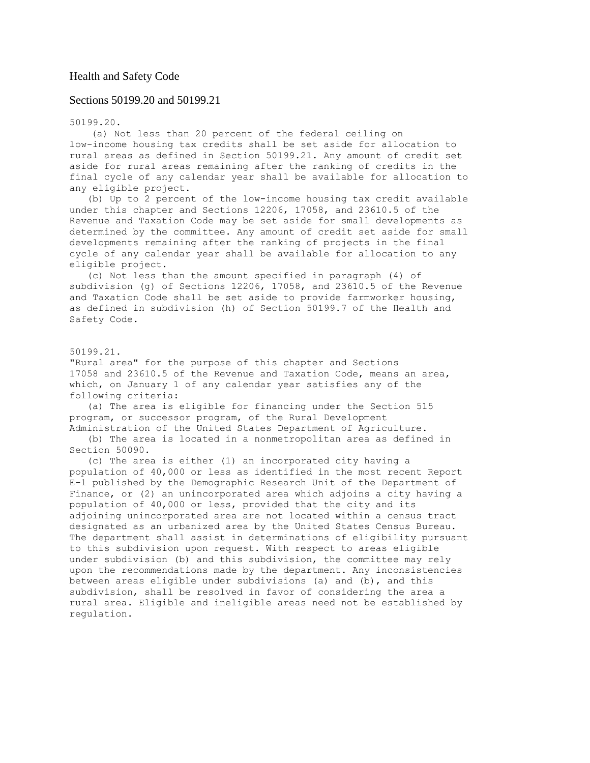# Health and Safety Code

## Sections 50199.20 and 50199.21

50199.20.

(a) Not less than 20 percent of the federal ceiling on low-income housing tax credits shall be set aside for allocation to rural areas as defined in Section 50199.21. Any amount of credit set aside for rural areas remaining after the ranking of credits in the final cycle of any calendar year shall be available for allocation to any eligible project.

(b) Up to 2 percent of the low-income housing tax credit available under this chapter and Sections 12206, 17058, and 23610.5 of the Revenue and Taxation Code may be set aside for small developments as determined by the committee. Any amount of credit set aside for small developments remaining after the ranking of projects in the final cycle of any calendar year shall be available for allocation to any eligible project.

(c) Not less than the amount specified in paragraph (4) of subdivision (g) of Sections 12206, 17058, and 23610.5 of the Revenue and Taxation Code shall be set aside to provide farmworker housing, as defined in subdivision (h) of Section 50199.7 of the Health and Safety Code.

50199.21.

"Rural area" for the purpose of this chapter and Sections 17058 and 23610.5 of the Revenue and Taxation Code, means an area, which, on January 1 of any calendar year satisfies any of the following criteria:

(a) The area is eligible for financing under the Section 515 program, or successor program, of the Rural Development Administration of the United States Department of Agriculture.

(b) The area is located in a nonmetropolitan area as defined in Section 50090.

(c) The area is either (1) an incorporated city having a population of 40,000 or less as identified in the most recent Report E-1 published by the Demographic Research Unit of the Department of Finance, or (2) an unincorporated area which adjoins a city having a population of 40,000 or less, provided that the city and its adjoining unincorporated area are not located within a census tract designated as an urbanized area by the United States Census Bureau. The department shall assist in determinations of eligibility pursuant to this subdivision upon request. With respect to areas eligible under subdivision (b) and this subdivision, the committee may rely upon the recommendations made by the department. Any inconsistencies between areas eligible under subdivisions (a) and (b), and this subdivision, shall be resolved in favor of considering the area a rural area. Eligible and ineligible areas need not be established by regulation.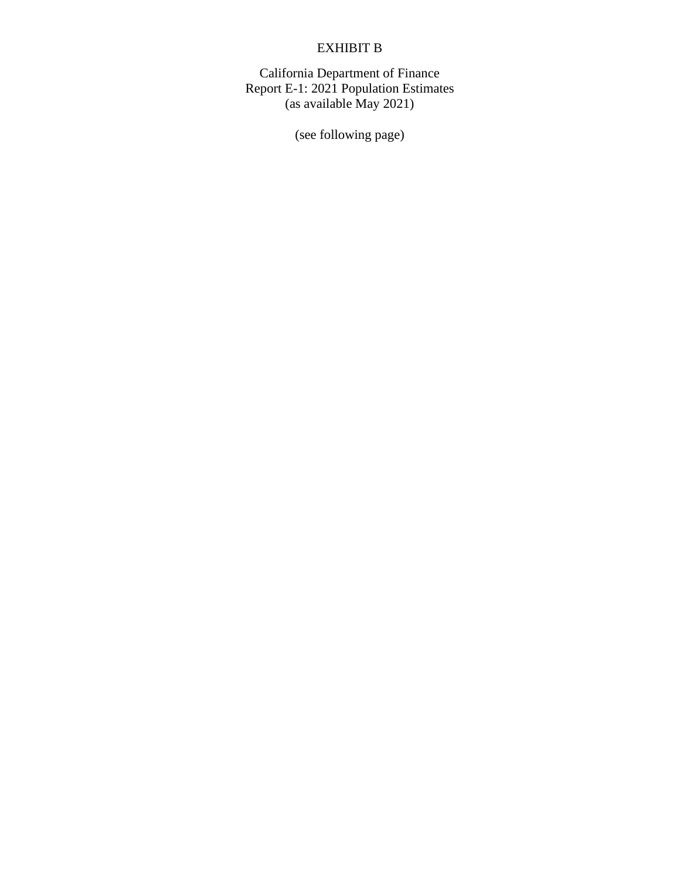# EXHIBIT B

California Department of Finance
Report E-1: 2021 Population Estimates
(as available May 2021)

(see following page)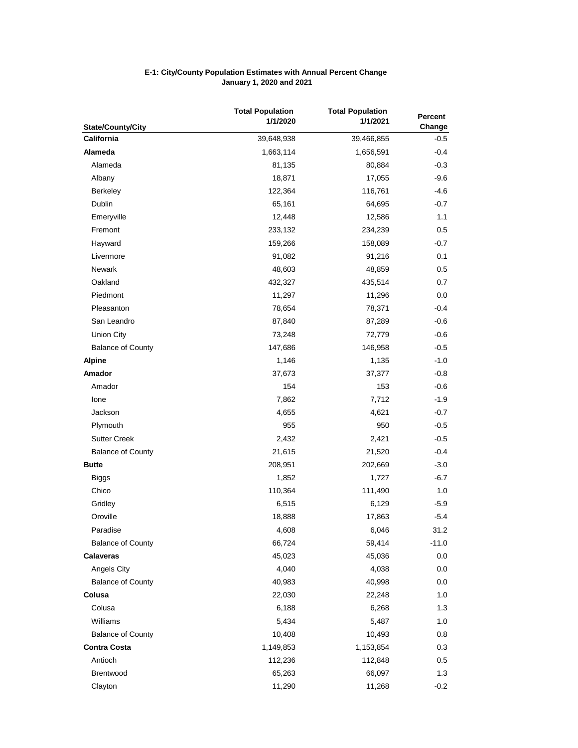**E-1: City/County Population Estimates with Annual Percent Change**
**January 1, 2020 and 2021**

| State/County/City | Total Population 1/1/2020 | Total Population 1/1/2021 | Percent Change |
|---|---|---|---|
| **California** | 39,648,938 | 39,466,855 | -0.5 |
| **Alameda** | 1,663,114 | 1,656,591 | -0.4 |
| Alameda | 81,135 | 80,884 | -0.3 |
| Albany | 18,871 | 17,055 | -9.6 |
| Berkeley | 122,364 | 116,761 | -4.6 |
| Dublin | 65,161 | 64,695 | -0.7 |
| Emeryville | 12,448 | 12,586 | 1.1 |
| Fremont | 233,132 | 234,239 | 0.5 |
| Hayward | 159,266 | 158,089 | -0.7 |
| Livermore | 91,082 | 91,216 | 0.1 |
| Newark | 48,603 | 48,859 | 0.5 |
| Oakland | 432,327 | 435,514 | 0.7 |
| Piedmont | 11,297 | 11,296 | 0.0 |
| Pleasanton | 78,654 | 78,371 | -0.4 |
| San Leandro | 87,840 | 87,289 | -0.6 |
| Union City | 73,248 | 72,779 | -0.6 |
| Balance of County | 147,686 | 146,958 | -0.5 |
| **Alpine** | 1,146 | 1,135 | -1.0 |
| **Amador** | 37,673 | 37,377 | -0.8 |
| Amador | 154 | 153 | -0.6 |
| Ione | 7,862 | 7,712 | -1.9 |
| Jackson | 4,655 | 4,621 | -0.7 |
| Plymouth | 955 | 950 | -0.5 |
| Sutter Creek | 2,432 | 2,421 | -0.5 |
| Balance of County | 21,615 | 21,520 | -0.4 |
| **Butte** | 208,951 | 202,669 | -3.0 |
| Biggs | 1,852 | 1,727 | -6.7 |
| Chico | 110,364 | 111,490 | 1.0 |
| Gridley | 6,515 | 6,129 | -5.9 |
| Oroville | 18,888 | 17,863 | -5.4 |
| Paradise | 4,608 | 6,046 | 31.2 |
| Balance of County | 66,724 | 59,414 | -11.0 |
| **Calaveras** | 45,023 | 45,036 | 0.0 |
| Angels City | 4,040 | 4,038 | 0.0 |
| Balance of County | 40,983 | 40,998 | 0.0 |
| **Colusa** | 22,030 | 22,248 | 1.0 |
| Colusa | 6,188 | 6,268 | 1.3 |
| Williams | 5,434 | 5,487 | 1.0 |
| Balance of County | 10,408 | 10,493 | 0.8 |
| **Contra Costa** | 1,149,853 | 1,153,854 | 0.3 |
| Antioch | 112,236 | 112,848 | 0.5 |
| Brentwood | 65,263 | 66,097 | 1.3 |
| Clayton | 11,290 | 11,268 | -0.2 |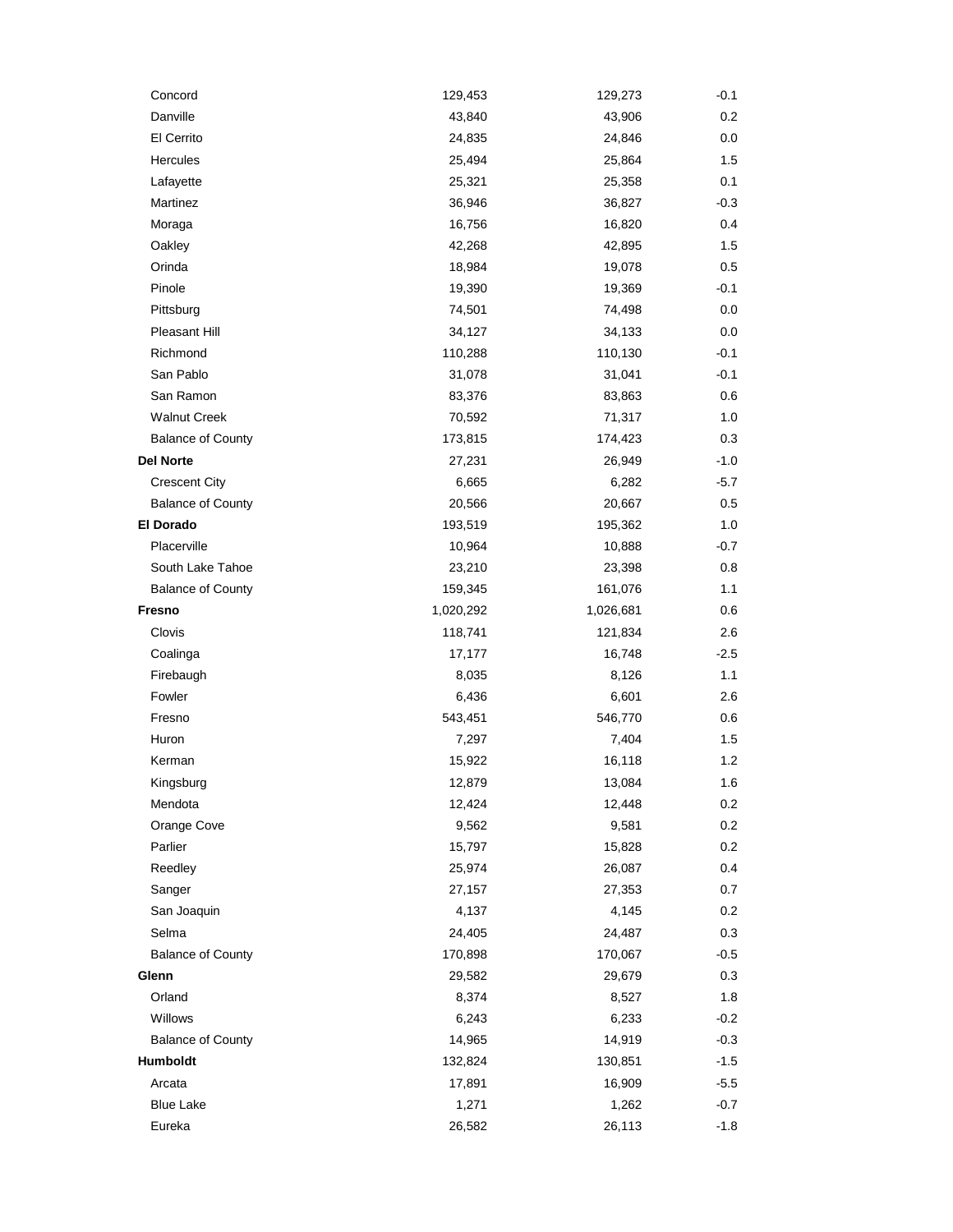| | | | |
|---|---|---|---|
| Concord | 129,453 | 129,273 | -0.1 |
| Danville | 43,840 | 43,906 | 0.2 |
| El Cerrito | 24,835 | 24,846 | 0.0 |
| Hercules | 25,494 | 25,864 | 1.5 |
| Lafayette | 25,321 | 25,358 | 0.1 |
| Martinez | 36,946 | 36,827 | -0.3 |
| Moraga | 16,756 | 16,820 | 0.4 |
| Oakley | 42,268 | 42,895 | 1.5 |
| Orinda | 18,984 | 19,078 | 0.5 |
| Pinole | 19,390 | 19,369 | -0.1 |
| Pittsburg | 74,501 | 74,498 | 0.0 |
| Pleasant Hill | 34,127 | 34,133 | 0.0 |
| Richmond | 110,288 | 110,130 | -0.1 |
| San Pablo | 31,078 | 31,041 | -0.1 |
| San Ramon | 83,376 | 83,863 | 0.6 |
| Walnut Creek | 70,592 | 71,317 | 1.0 |
| Balance of County | 173,815 | 174,423 | 0.3 |
| **Del Norte** | 27,231 | 26,949 | -1.0 |
| Crescent City | 6,665 | 6,282 | -5.7 |
| Balance of County | 20,566 | 20,667 | 0.5 |
| **El Dorado** | 193,519 | 195,362 | 1.0 |
| Placerville | 10,964 | 10,888 | -0.7 |
| South Lake Tahoe | 23,210 | 23,398 | 0.8 |
| Balance of County | 159,345 | 161,076 | 1.1 |
| **Fresno** | 1,020,292 | 1,026,681 | 0.6 |
| Clovis | 118,741 | 121,834 | 2.6 |
| Coalinga | 17,177 | 16,748 | -2.5 |
| Firebaugh | 8,035 | 8,126 | 1.1 |
| Fowler | 6,436 | 6,601 | 2.6 |
| Fresno | 543,451 | 546,770 | 0.6 |
| Huron | 7,297 | 7,404 | 1.5 |
| Kerman | 15,922 | 16,118 | 1.2 |
| Kingsburg | 12,879 | 13,084 | 1.6 |
| Mendota | 12,424 | 12,448 | 0.2 |
| Orange Cove | 9,562 | 9,581 | 0.2 |
| Parlier | 15,797 | 15,828 | 0.2 |
| Reedley | 25,974 | 26,087 | 0.4 |
| Sanger | 27,157 | 27,353 | 0.7 |
| San Joaquin | 4,137 | 4,145 | 0.2 |
| Selma | 24,405 | 24,487 | 0.3 |
| Balance of County | 170,898 | 170,067 | -0.5 |
| **Glenn** | 29,582 | 29,679 | 0.3 |
| Orland | 8,374 | 8,527 | 1.8 |
| Willows | 6,243 | 6,233 | -0.2 |
| Balance of County | 14,965 | 14,919 | -0.3 |
| **Humboldt** | 132,824 | 130,851 | -1.5 |
| Arcata | 17,891 | 16,909 | -5.5 |
| Blue Lake | 1,271 | 1,262 | -0.7 |
| Eureka | 26,582 | 26,113 | -1.8 |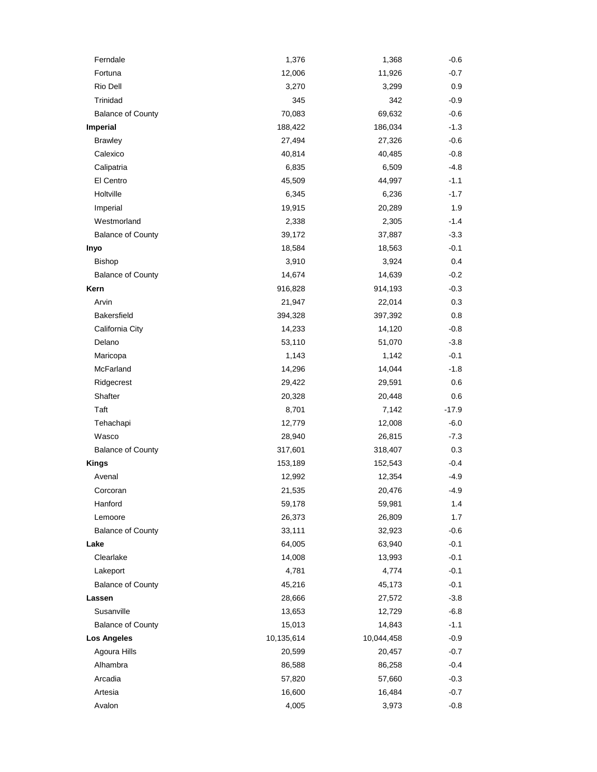| | | | |
|---|---|---|---|
| Ferndale | 1,376 | 1,368 | -0.6 |
| Fortuna | 12,006 | 11,926 | -0.7 |
| Rio Dell | 3,270 | 3,299 | 0.9 |
| Trinidad | 345 | 342 | -0.9 |
| Balance of County | 70,083 | 69,632 | -0.6 |
| **Imperial** | 188,422 | 186,034 | -1.3 |
| Brawley | 27,494 | 27,326 | -0.6 |
| Calexico | 40,814 | 40,485 | -0.8 |
| Calipatria | 6,835 | 6,509 | -4.8 |
| El Centro | 45,509 | 44,997 | -1.1 |
| Holtville | 6,345 | 6,236 | -1.7 |
| Imperial | 19,915 | 20,289 | 1.9 |
| Westmorland | 2,338 | 2,305 | -1.4 |
| Balance of County | 39,172 | 37,887 | -3.3 |
| **Inyo** | 18,584 | 18,563 | -0.1 |
| Bishop | 3,910 | 3,924 | 0.4 |
| Balance of County | 14,674 | 14,639 | -0.2 |
| **Kern** | 916,828 | 914,193 | -0.3 |
| Arvin | 21,947 | 22,014 | 0.3 |
| Bakersfield | 394,328 | 397,392 | 0.8 |
| California City | 14,233 | 14,120 | -0.8 |
| Delano | 53,110 | 51,070 | -3.8 |
| Maricopa | 1,143 | 1,142 | -0.1 |
| McFarland | 14,296 | 14,044 | -1.8 |
| Ridgecrest | 29,422 | 29,591 | 0.6 |
| Shafter | 20,328 | 20,448 | 0.6 |
| Taft | 8,701 | 7,142 | -17.9 |
| Tehachapi | 12,779 | 12,008 | -6.0 |
| Wasco | 28,940 | 26,815 | -7.3 |
| Balance of County | 317,601 | 318,407 | 0.3 |
| **Kings** | 153,189 | 152,543 | -0.4 |
| Avenal | 12,992 | 12,354 | -4.9 |
| Corcoran | 21,535 | 20,476 | -4.9 |
| Hanford | 59,178 | 59,981 | 1.4 |
| Lemoore | 26,373 | 26,809 | 1.7 |
| Balance of County | 33,111 | 32,923 | -0.6 |
| **Lake** | 64,005 | 63,940 | -0.1 |
| Clearlake | 14,008 | 13,993 | -0.1 |
| Lakeport | 4,781 | 4,774 | -0.1 |
| Balance of County | 45,216 | 45,173 | -0.1 |
| **Lassen** | 28,666 | 27,572 | -3.8 |
| Susanville | 13,653 | 12,729 | -6.8 |
| Balance of County | 15,013 | 14,843 | -1.1 |
| **Los Angeles** | 10,135,614 | 10,044,458 | -0.9 |
| Agoura Hills | 20,599 | 20,457 | -0.7 |
| Alhambra | 86,588 | 86,258 | -0.4 |
| Arcadia | 57,820 | 57,660 | -0.3 |
| Artesia | 16,600 | 16,484 | -0.7 |
| Avalon | 4,005 | 3,973 | -0.8 |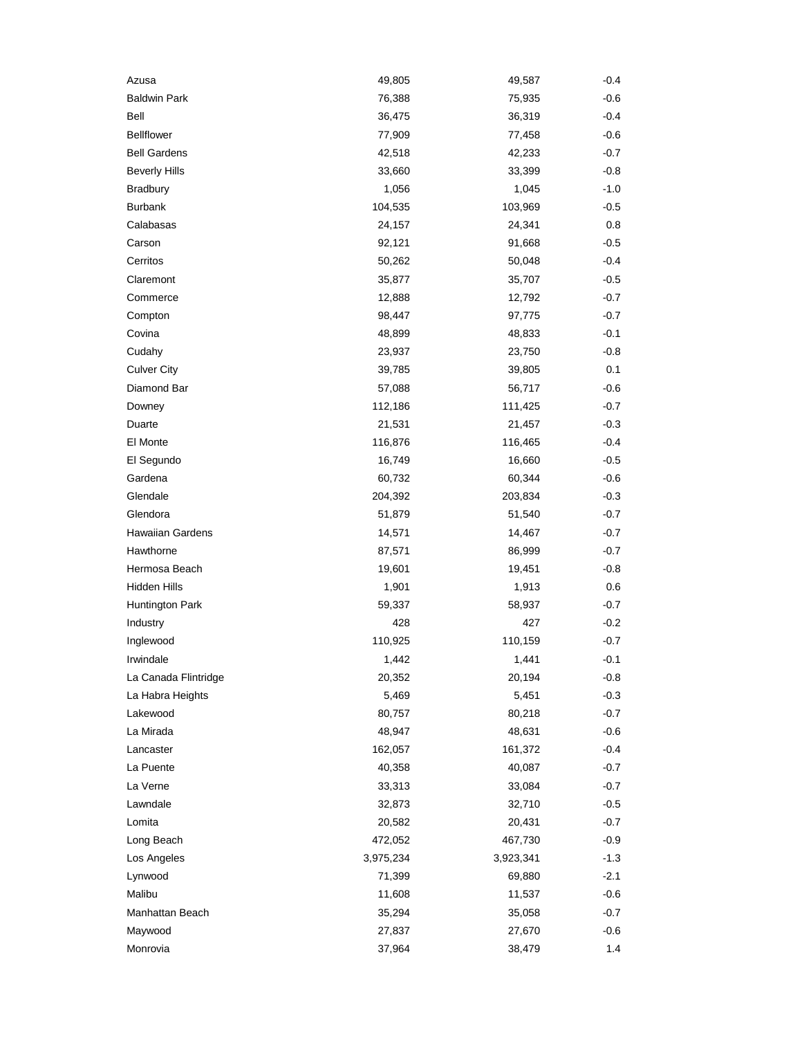| | | | |
|---|---|---|---|
| Azusa | 49,805 | 49,587 | -0.4 |
| Baldwin Park | 76,388 | 75,935 | -0.6 |
| Bell | 36,475 | 36,319 | -0.4 |
| Bellflower | 77,909 | 77,458 | -0.6 |
| Bell Gardens | 42,518 | 42,233 | -0.7 |
| Beverly Hills | 33,660 | 33,399 | -0.8 |
| Bradbury | 1,056 | 1,045 | -1.0 |
| Burbank | 104,535 | 103,969 | -0.5 |
| Calabasas | 24,157 | 24,341 | 0.8 |
| Carson | 92,121 | 91,668 | -0.5 |
| Cerritos | 50,262 | 50,048 | -0.4 |
| Claremont | 35,877 | 35,707 | -0.5 |
| Commerce | 12,888 | 12,792 | -0.7 |
| Compton | 98,447 | 97,775 | -0.7 |
| Covina | 48,899 | 48,833 | -0.1 |
| Cudahy | 23,937 | 23,750 | -0.8 |
| Culver City | 39,785 | 39,805 | 0.1 |
| Diamond Bar | 57,088 | 56,717 | -0.6 |
| Downey | 112,186 | 111,425 | -0.7 |
| Duarte | 21,531 | 21,457 | -0.3 |
| El Monte | 116,876 | 116,465 | -0.4 |
| El Segundo | 16,749 | 16,660 | -0.5 |
| Gardena | 60,732 | 60,344 | -0.6 |
| Glendale | 204,392 | 203,834 | -0.3 |
| Glendora | 51,879 | 51,540 | -0.7 |
| Hawaiian Gardens | 14,571 | 14,467 | -0.7 |
| Hawthorne | 87,571 | 86,999 | -0.7 |
| Hermosa Beach | 19,601 | 19,451 | -0.8 |
| Hidden Hills | 1,901 | 1,913 | 0.6 |
| Huntington Park | 59,337 | 58,937 | -0.7 |
| Industry | 428 | 427 | -0.2 |
| Inglewood | 110,925 | 110,159 | -0.7 |
| Irwindale | 1,442 | 1,441 | -0.1 |
| La Canada Flintridge | 20,352 | 20,194 | -0.8 |
| La Habra Heights | 5,469 | 5,451 | -0.3 |
| Lakewood | 80,757 | 80,218 | -0.7 |
| La Mirada | 48,947 | 48,631 | -0.6 |
| Lancaster | 162,057 | 161,372 | -0.4 |
| La Puente | 40,358 | 40,087 | -0.7 |
| La Verne | 33,313 | 33,084 | -0.7 |
| Lawndale | 32,873 | 32,710 | -0.5 |
| Lomita | 20,582 | 20,431 | -0.7 |
| Long Beach | 472,052 | 467,730 | -0.9 |
| Los Angeles | 3,975,234 | 3,923,341 | -1.3 |
| Lynwood | 71,399 | 69,880 | -2.1 |
| Malibu | 11,608 | 11,537 | -0.6 |
| Manhattan Beach | 35,294 | 35,058 | -0.7 |
| Maywood | 27,837 | 27,670 | -0.6 |
| Monrovia | 37,964 | 38,479 | 1.4 |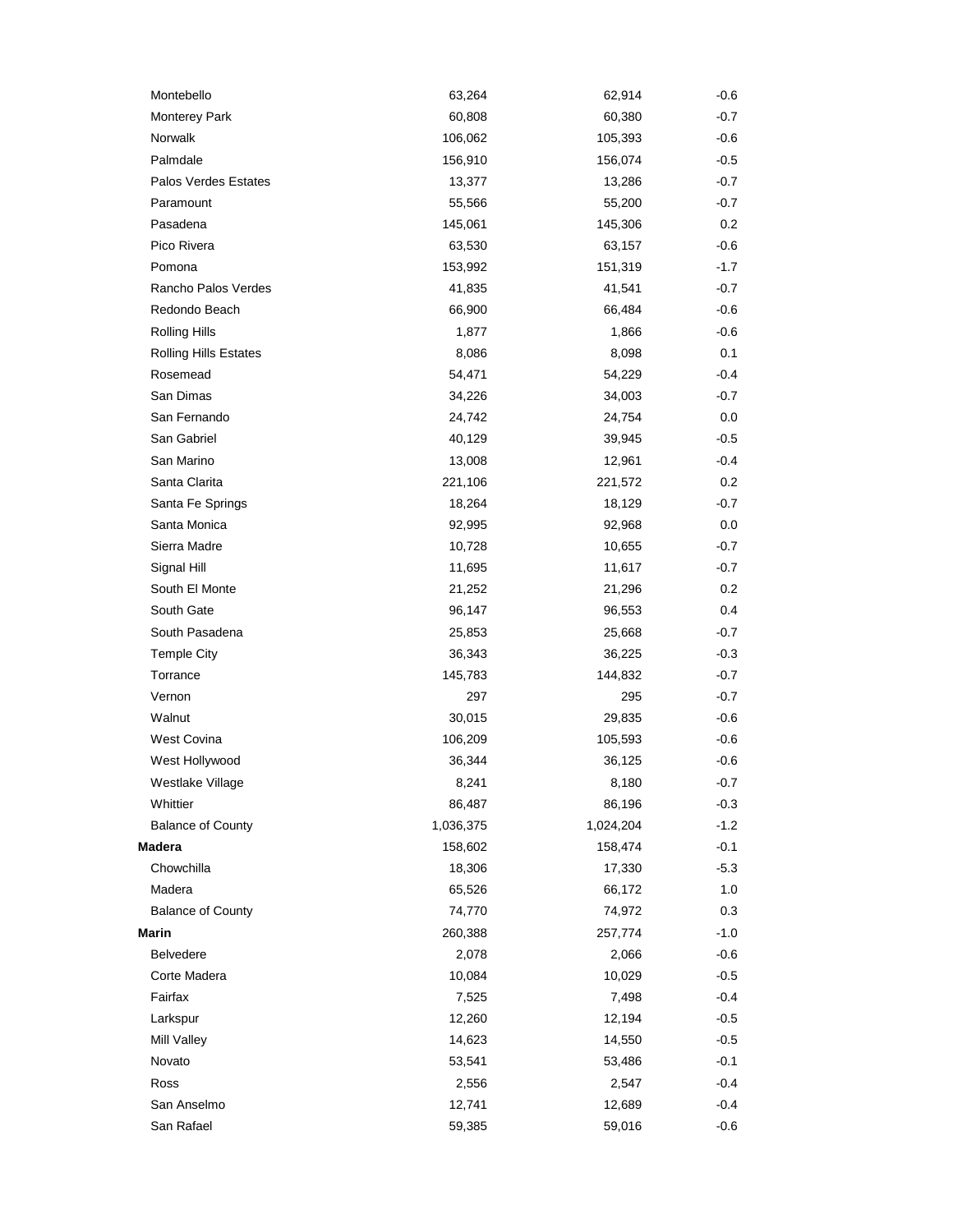| | | | |
|---|---|---|---|
| Montebello | 63,264 | 62,914 | -0.6 |
| Monterey Park | 60,808 | 60,380 | -0.7 |
| Norwalk | 106,062 | 105,393 | -0.6 |
| Palmdale | 156,910 | 156,074 | -0.5 |
| Palos Verdes Estates | 13,377 | 13,286 | -0.7 |
| Paramount | 55,566 | 55,200 | -0.7 |
| Pasadena | 145,061 | 145,306 | 0.2 |
| Pico Rivera | 63,530 | 63,157 | -0.6 |
| Pomona | 153,992 | 151,319 | -1.7 |
| Rancho Palos Verdes | 41,835 | 41,541 | -0.7 |
| Redondo Beach | 66,900 | 66,484 | -0.6 |
| Rolling Hills | 1,877 | 1,866 | -0.6 |
| Rolling Hills Estates | 8,086 | 8,098 | 0.1 |
| Rosemead | 54,471 | 54,229 | -0.4 |
| San Dimas | 34,226 | 34,003 | -0.7 |
| San Fernando | 24,742 | 24,754 | 0.0 |
| San Gabriel | 40,129 | 39,945 | -0.5 |
| San Marino | 13,008 | 12,961 | -0.4 |
| Santa Clarita | 221,106 | 221,572 | 0.2 |
| Santa Fe Springs | 18,264 | 18,129 | -0.7 |
| Santa Monica | 92,995 | 92,968 | 0.0 |
| Sierra Madre | 10,728 | 10,655 | -0.7 |
| Signal Hill | 11,695 | 11,617 | -0.7 |
| South El Monte | 21,252 | 21,296 | 0.2 |
| South Gate | 96,147 | 96,553 | 0.4 |
| South Pasadena | 25,853 | 25,668 | -0.7 |
| Temple City | 36,343 | 36,225 | -0.3 |
| Torrance | 145,783 | 144,832 | -0.7 |
| Vernon | 297 | 295 | -0.7 |
| Walnut | 30,015 | 29,835 | -0.6 |
| West Covina | 106,209 | 105,593 | -0.6 |
| West Hollywood | 36,344 | 36,125 | -0.6 |
| Westlake Village | 8,241 | 8,180 | -0.7 |
| Whittier | 86,487 | 86,196 | -0.3 |
| Balance of County | 1,036,375 | 1,024,204 | -1.2 |
| **Madera** | 158,602 | 158,474 | -0.1 |
| Chowchilla | 18,306 | 17,330 | -5.3 |
| Madera | 65,526 | 66,172 | 1.0 |
| Balance of County | 74,770 | 74,972 | 0.3 |
| **Marin** | 260,388 | 257,774 | -1.0 |
| Belvedere | 2,078 | 2,066 | -0.6 |
| Corte Madera | 10,084 | 10,029 | -0.5 |
| Fairfax | 7,525 | 7,498 | -0.4 |
| Larkspur | 12,260 | 12,194 | -0.5 |
| Mill Valley | 14,623 | 14,550 | -0.5 |
| Novato | 53,541 | 53,486 | -0.1 |
| Ross | 2,556 | 2,547 | -0.4 |
| San Anselmo | 12,741 | 12,689 | -0.4 |
| San Rafael | 59,385 | 59,016 | -0.6 |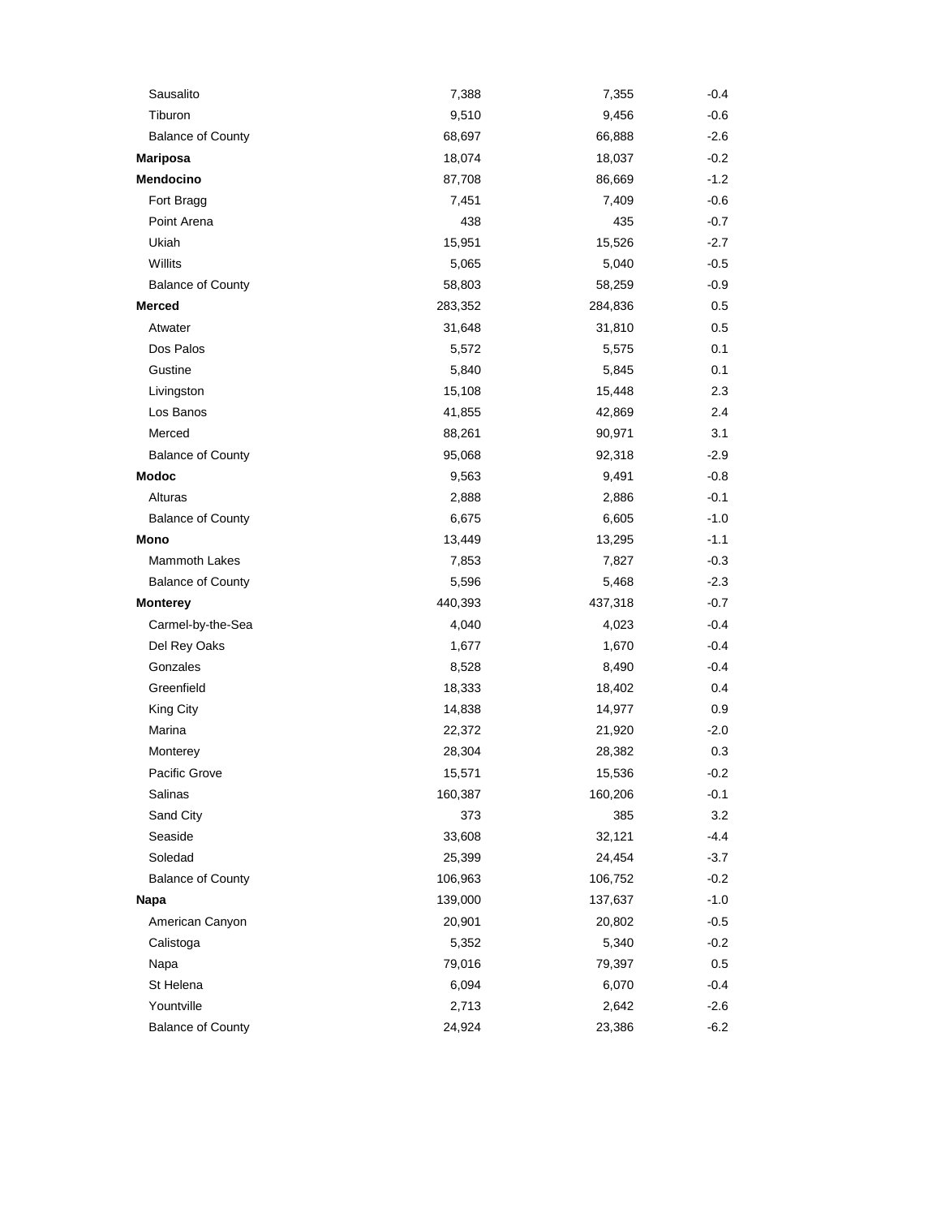| | | | |
|---|---|---|---|
| Sausalito | 7,388 | 7,355 | -0.4 |
| Tiburon | 9,510 | 9,456 | -0.6 |
| Balance of County | 68,697 | 66,888 | -2.6 |
| **Mariposa** | 18,074 | 18,037 | -0.2 |
| **Mendocino** | 87,708 | 86,669 | -1.2 |
| Fort Bragg | 7,451 | 7,409 | -0.6 |
| Point Arena | 438 | 435 | -0.7 |
| Ukiah | 15,951 | 15,526 | -2.7 |
| Willits | 5,065 | 5,040 | -0.5 |
| Balance of County | 58,803 | 58,259 | -0.9 |
| **Merced** | 283,352 | 284,836 | 0.5 |
| Atwater | 31,648 | 31,810 | 0.5 |
| Dos Palos | 5,572 | 5,575 | 0.1 |
| Gustine | 5,840 | 5,845 | 0.1 |
| Livingston | 15,108 | 15,448 | 2.3 |
| Los Banos | 41,855 | 42,869 | 2.4 |
| Merced | 88,261 | 90,971 | 3.1 |
| Balance of County | 95,068 | 92,318 | -2.9 |
| **Modoc** | 9,563 | 9,491 | -0.8 |
| Alturas | 2,888 | 2,886 | -0.1 |
| Balance of County | 6,675 | 6,605 | -1.0 |
| **Mono** | 13,449 | 13,295 | -1.1 |
| Mammoth Lakes | 7,853 | 7,827 | -0.3 |
| Balance of County | 5,596 | 5,468 | -2.3 |
| **Monterey** | 440,393 | 437,318 | -0.7 |
| Carmel-by-the-Sea | 4,040 | 4,023 | -0.4 |
| Del Rey Oaks | 1,677 | 1,670 | -0.4 |
| Gonzales | 8,528 | 8,490 | -0.4 |
| Greenfield | 18,333 | 18,402 | 0.4 |
| King City | 14,838 | 14,977 | 0.9 |
| Marina | 22,372 | 21,920 | -2.0 |
| Monterey | 28,304 | 28,382 | 0.3 |
| Pacific Grove | 15,571 | 15,536 | -0.2 |
| Salinas | 160,387 | 160,206 | -0.1 |
| Sand City | 373 | 385 | 3.2 |
| Seaside | 33,608 | 32,121 | -4.4 |
| Soledad | 25,399 | 24,454 | -3.7 |
| Balance of County | 106,963 | 106,752 | -0.2 |
| **Napa** | 139,000 | 137,637 | -1.0 |
| American Canyon | 20,901 | 20,802 | -0.5 |
| Calistoga | 5,352 | 5,340 | -0.2 |
| Napa | 79,016 | 79,397 | 0.5 |
| St Helena | 6,094 | 6,070 | -0.4 |
| Yountville | 2,713 | 2,642 | -2.6 |
| Balance of County | 24,924 | 23,386 | -6.2 |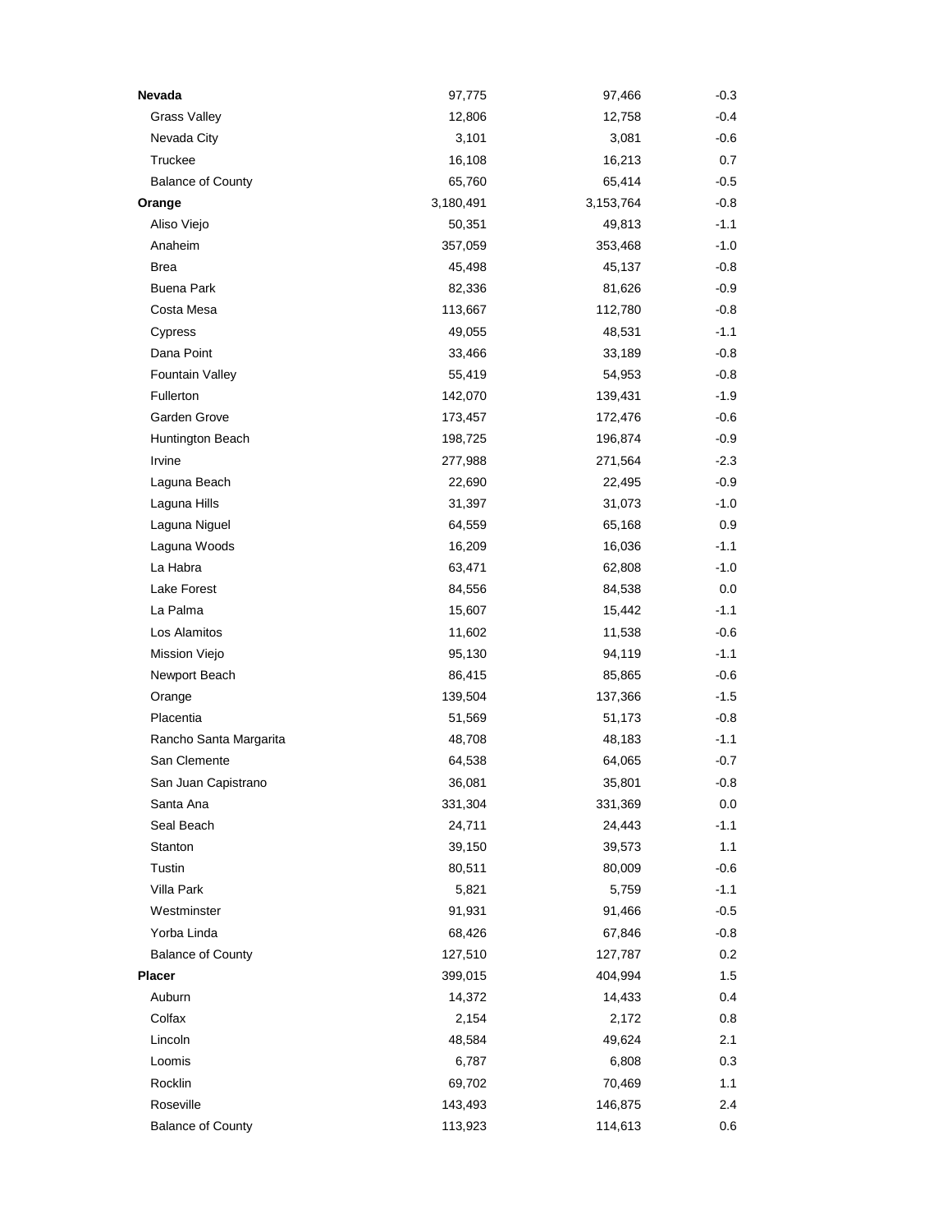| | | | |
|---|---|---|---|
| **Nevada** | 97,775 | 97,466 | -0.3 |
| Grass Valley | 12,806 | 12,758 | -0.4 |
| Nevada City | 3,101 | 3,081 | -0.6 |
| Truckee | 16,108 | 16,213 | 0.7 |
| Balance of County | 65,760 | 65,414 | -0.5 |
| **Orange** | 3,180,491 | 3,153,764 | -0.8 |
| Aliso Viejo | 50,351 | 49,813 | -1.1 |
| Anaheim | 357,059 | 353,468 | -1.0 |
| Brea | 45,498 | 45,137 | -0.8 |
| Buena Park | 82,336 | 81,626 | -0.9 |
| Costa Mesa | 113,667 | 112,780 | -0.8 |
| Cypress | 49,055 | 48,531 | -1.1 |
| Dana Point | 33,466 | 33,189 | -0.8 |
| Fountain Valley | 55,419 | 54,953 | -0.8 |
| Fullerton | 142,070 | 139,431 | -1.9 |
| Garden Grove | 173,457 | 172,476 | -0.6 |
| Huntington Beach | 198,725 | 196,874 | -0.9 |
| Irvine | 277,988 | 271,564 | -2.3 |
| Laguna Beach | 22,690 | 22,495 | -0.9 |
| Laguna Hills | 31,397 | 31,073 | -1.0 |
| Laguna Niguel | 64,559 | 65,168 | 0.9 |
| Laguna Woods | 16,209 | 16,036 | -1.1 |
| La Habra | 63,471 | 62,808 | -1.0 |
| Lake Forest | 84,556 | 84,538 | 0.0 |
| La Palma | 15,607 | 15,442 | -1.1 |
| Los Alamitos | 11,602 | 11,538 | -0.6 |
| Mission Viejo | 95,130 | 94,119 | -1.1 |
| Newport Beach | 86,415 | 85,865 | -0.6 |
| Orange | 139,504 | 137,366 | -1.5 |
| Placentia | 51,569 | 51,173 | -0.8 |
| Rancho Santa Margarita | 48,708 | 48,183 | -1.1 |
| San Clemente | 64,538 | 64,065 | -0.7 |
| San Juan Capistrano | 36,081 | 35,801 | -0.8 |
| Santa Ana | 331,304 | 331,369 | 0.0 |
| Seal Beach | 24,711 | 24,443 | -1.1 |
| Stanton | 39,150 | 39,573 | 1.1 |
| Tustin | 80,511 | 80,009 | -0.6 |
| Villa Park | 5,821 | 5,759 | -1.1 |
| Westminster | 91,931 | 91,466 | -0.5 |
| Yorba Linda | 68,426 | 67,846 | -0.8 |
| Balance of County | 127,510 | 127,787 | 0.2 |
| **Placer** | 399,015 | 404,994 | 1.5 |
| Auburn | 14,372 | 14,433 | 0.4 |
| Colfax | 2,154 | 2,172 | 0.8 |
| Lincoln | 48,584 | 49,624 | 2.1 |
| Loomis | 6,787 | 6,808 | 0.3 |
| Rocklin | 69,702 | 70,469 | 1.1 |
| Roseville | 143,493 | 146,875 | 2.4 |
| Balance of County | 113,923 | 114,613 | 0.6 |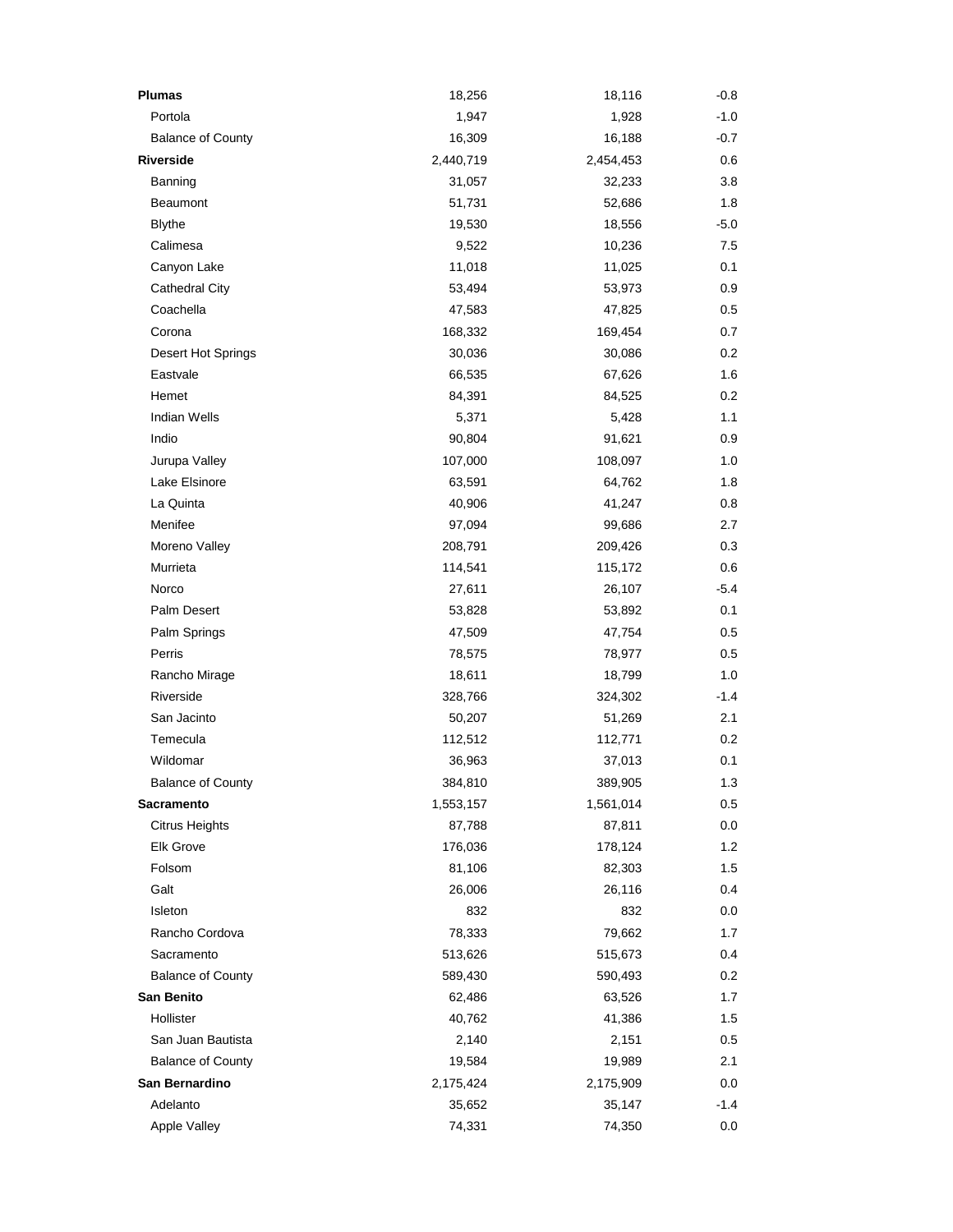| | | | |
|---|---|---|---|
| **Plumas** | 18,256 | 18,116 | -0.8 |
| Portola | 1,947 | 1,928 | -1.0 |
| Balance of County | 16,309 | 16,188 | -0.7 |
| **Riverside** | 2,440,719 | 2,454,453 | 0.6 |
| Banning | 31,057 | 32,233 | 3.8 |
| Beaumont | 51,731 | 52,686 | 1.8 |
| Blythe | 19,530 | 18,556 | -5.0 |
| Calimesa | 9,522 | 10,236 | 7.5 |
| Canyon Lake | 11,018 | 11,025 | 0.1 |
| Cathedral City | 53,494 | 53,973 | 0.9 |
| Coachella | 47,583 | 47,825 | 0.5 |
| Corona | 168,332 | 169,454 | 0.7 |
| Desert Hot Springs | 30,036 | 30,086 | 0.2 |
| Eastvale | 66,535 | 67,626 | 1.6 |
| Hemet | 84,391 | 84,525 | 0.2 |
| Indian Wells | 5,371 | 5,428 | 1.1 |
| Indio | 90,804 | 91,621 | 0.9 |
| Jurupa Valley | 107,000 | 108,097 | 1.0 |
| Lake Elsinore | 63,591 | 64,762 | 1.8 |
| La Quinta | 40,906 | 41,247 | 0.8 |
| Menifee | 97,094 | 99,686 | 2.7 |
| Moreno Valley | 208,791 | 209,426 | 0.3 |
| Murrieta | 114,541 | 115,172 | 0.6 |
| Norco | 27,611 | 26,107 | -5.4 |
| Palm Desert | 53,828 | 53,892 | 0.1 |
| Palm Springs | 47,509 | 47,754 | 0.5 |
| Perris | 78,575 | 78,977 | 0.5 |
| Rancho Mirage | 18,611 | 18,799 | 1.0 |
| Riverside | 328,766 | 324,302 | -1.4 |
| San Jacinto | 50,207 | 51,269 | 2.1 |
| Temecula | 112,512 | 112,771 | 0.2 |
| Wildomar | 36,963 | 37,013 | 0.1 |
| Balance of County | 384,810 | 389,905 | 1.3 |
| **Sacramento** | 1,553,157 | 1,561,014 | 0.5 |
| Citrus Heights | 87,788 | 87,811 | 0.0 |
| Elk Grove | 176,036 | 178,124 | 1.2 |
| Folsom | 81,106 | 82,303 | 1.5 |
| Galt | 26,006 | 26,116 | 0.4 |
| Isleton | 832 | 832 | 0.0 |
| Rancho Cordova | 78,333 | 79,662 | 1.7 |
| Sacramento | 513,626 | 515,673 | 0.4 |
| Balance of County | 589,430 | 590,493 | 0.2 |
| **San Benito** | 62,486 | 63,526 | 1.7 |
| Hollister | 40,762 | 41,386 | 1.5 |
| San Juan Bautista | 2,140 | 2,151 | 0.5 |
| Balance of County | 19,584 | 19,989 | 2.1 |
| **San Bernardino** | 2,175,424 | 2,175,909 | 0.0 |
| Adelanto | 35,652 | 35,147 | -1.4 |
| Apple Valley | 74,331 | 74,350 | 0.0 |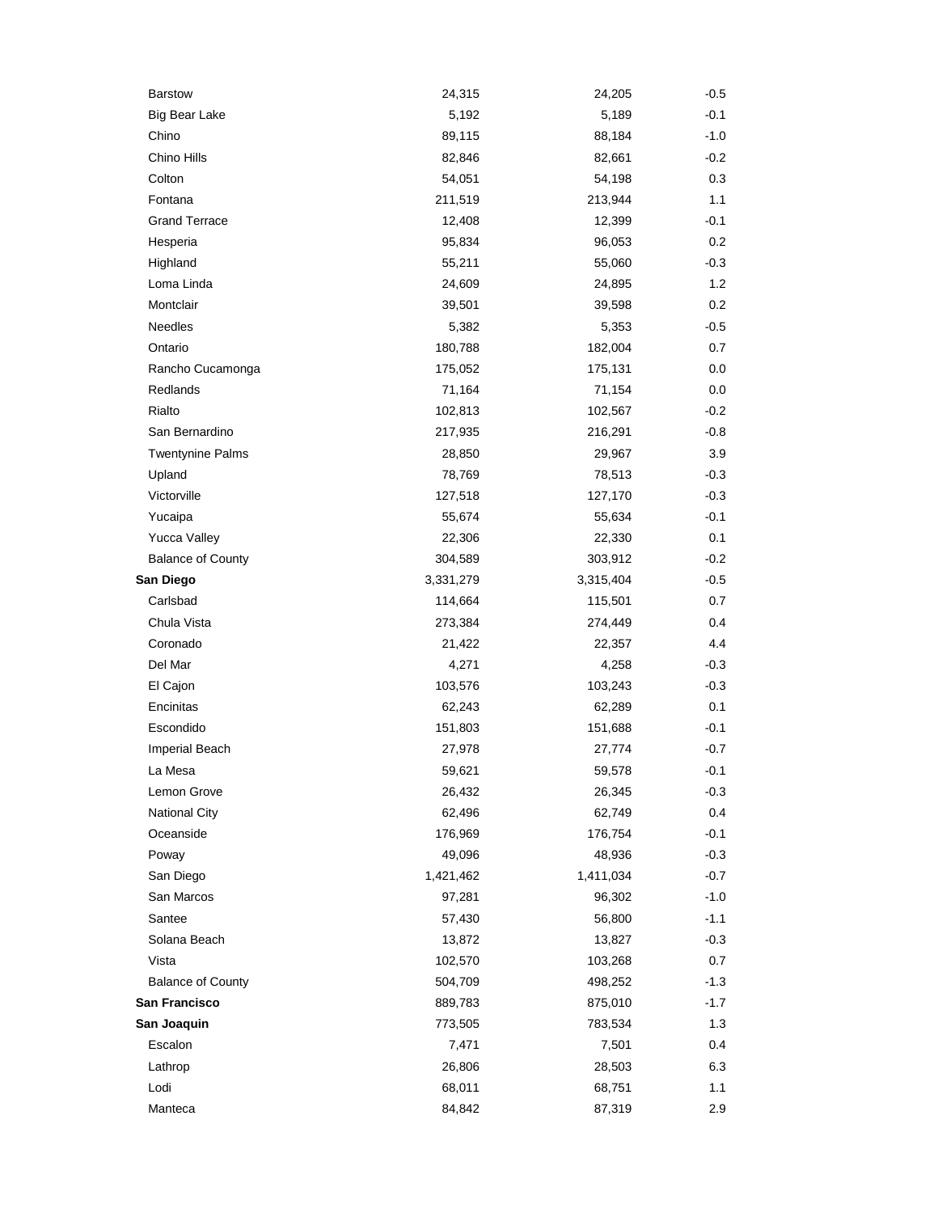| | | | |
|---|---|---|---|
| Barstow | 24,315 | 24,205 | -0.5 |
| Big Bear Lake | 5,192 | 5,189 | -0.1 |
| Chino | 89,115 | 88,184 | -1.0 |
| Chino Hills | 82,846 | 82,661 | -0.2 |
| Colton | 54,051 | 54,198 | 0.3 |
| Fontana | 211,519 | 213,944 | 1.1 |
| Grand Terrace | 12,408 | 12,399 | -0.1 |
| Hesperia | 95,834 | 96,053 | 0.2 |
| Highland | 55,211 | 55,060 | -0.3 |
| Loma Linda | 24,609 | 24,895 | 1.2 |
| Montclair | 39,501 | 39,598 | 0.2 |
| Needles | 5,382 | 5,353 | -0.5 |
| Ontario | 180,788 | 182,004 | 0.7 |
| Rancho Cucamonga | 175,052 | 175,131 | 0.0 |
| Redlands | 71,164 | 71,154 | 0.0 |
| Rialto | 102,813 | 102,567 | -0.2 |
| San Bernardino | 217,935 | 216,291 | -0.8 |
| Twentynine Palms | 28,850 | 29,967 | 3.9 |
| Upland | 78,769 | 78,513 | -0.3 |
| Victorville | 127,518 | 127,170 | -0.3 |
| Yucaipa | 55,674 | 55,634 | -0.1 |
| Yucca Valley | 22,306 | 22,330 | 0.1 |
| Balance of County | 304,589 | 303,912 | -0.2 |
| **San Diego** | 3,331,279 | 3,315,404 | -0.5 |
| Carlsbad | 114,664 | 115,501 | 0.7 |
| Chula Vista | 273,384 | 274,449 | 0.4 |
| Coronado | 21,422 | 22,357 | 4.4 |
| Del Mar | 4,271 | 4,258 | -0.3 |
| El Cajon | 103,576 | 103,243 | -0.3 |
| Encinitas | 62,243 | 62,289 | 0.1 |
| Escondido | 151,803 | 151,688 | -0.1 |
| Imperial Beach | 27,978 | 27,774 | -0.7 |
| La Mesa | 59,621 | 59,578 | -0.1 |
| Lemon Grove | 26,432 | 26,345 | -0.3 |
| National City | 62,496 | 62,749 | 0.4 |
| Oceanside | 176,969 | 176,754 | -0.1 |
| Poway | 49,096 | 48,936 | -0.3 |
| San Diego | 1,421,462 | 1,411,034 | -0.7 |
| San Marcos | 97,281 | 96,302 | -1.0 |
| Santee | 57,430 | 56,800 | -1.1 |
| Solana Beach | 13,872 | 13,827 | -0.3 |
| Vista | 102,570 | 103,268 | 0.7 |
| Balance of County | 504,709 | 498,252 | -1.3 |
| **San Francisco** | 889,783 | 875,010 | -1.7 |
| **San Joaquin** | 773,505 | 783,534 | 1.3 |
| Escalon | 7,471 | 7,501 | 0.4 |
| Lathrop | 26,806 | 28,503 | 6.3 |
| Lodi | 68,011 | 68,751 | 1.1 |
| Manteca | 84,842 | 87,319 | 2.9 |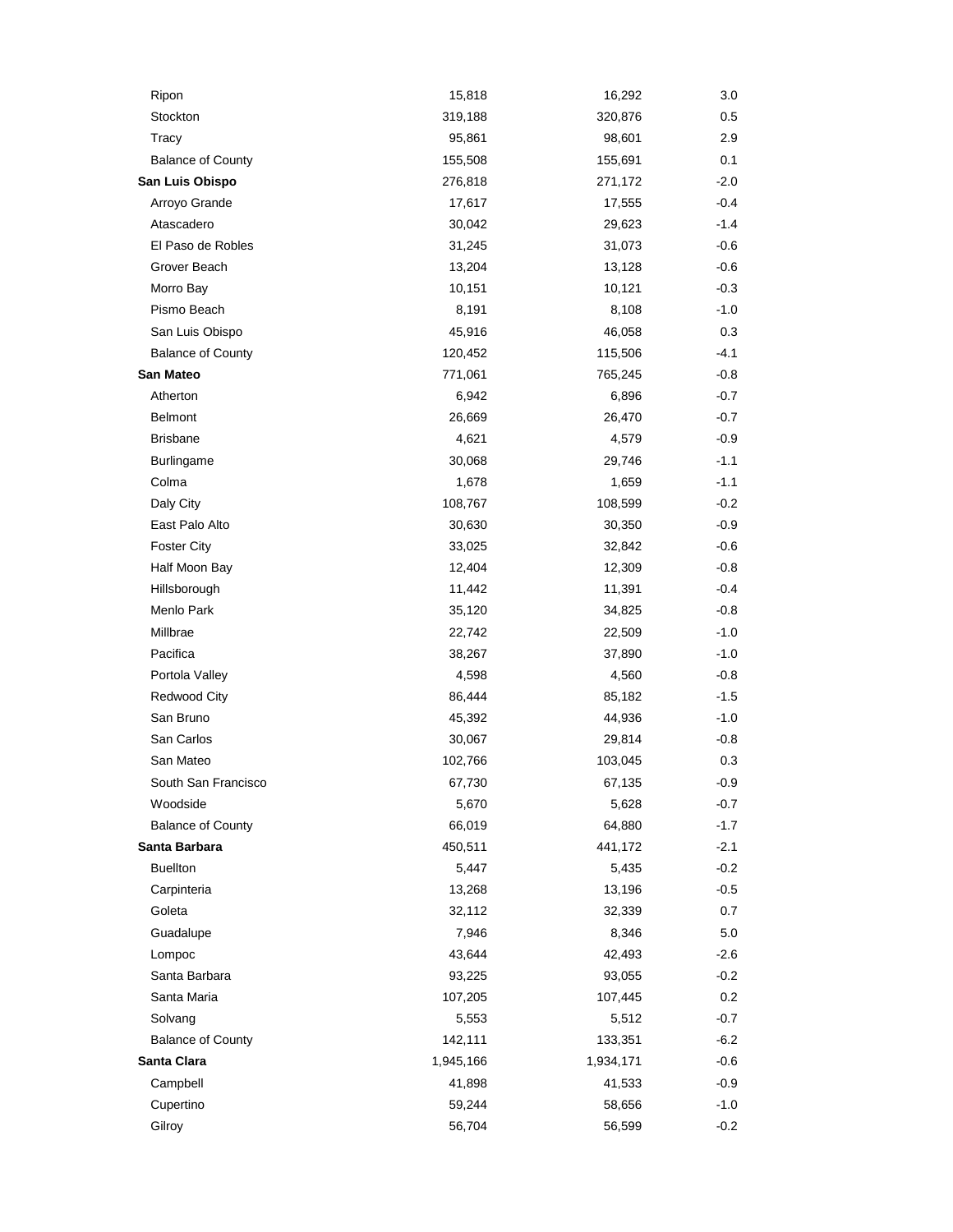| | | | |
|---|---|---|---|
| Ripon | 15,818 | 16,292 | 3.0 |
| Stockton | 319,188 | 320,876 | 0.5 |
| Tracy | 95,861 | 98,601 | 2.9 |
| Balance of County | 155,508 | 155,691 | 0.1 |
| **San Luis Obispo** | 276,818 | 271,172 | -2.0 |
| Arroyo Grande | 17,617 | 17,555 | -0.4 |
| Atascadero | 30,042 | 29,623 | -1.4 |
| El Paso de Robles | 31,245 | 31,073 | -0.6 |
| Grover Beach | 13,204 | 13,128 | -0.6 |
| Morro Bay | 10,151 | 10,121 | -0.3 |
| Pismo Beach | 8,191 | 8,108 | -1.0 |
| San Luis Obispo | 45,916 | 46,058 | 0.3 |
| Balance of County | 120,452 | 115,506 | -4.1 |
| **San Mateo** | 771,061 | 765,245 | -0.8 |
| Atherton | 6,942 | 6,896 | -0.7 |
| Belmont | 26,669 | 26,470 | -0.7 |
| Brisbane | 4,621 | 4,579 | -0.9 |
| Burlingame | 30,068 | 29,746 | -1.1 |
| Colma | 1,678 | 1,659 | -1.1 |
| Daly City | 108,767 | 108,599 | -0.2 |
| East Palo Alto | 30,630 | 30,350 | -0.9 |
| Foster City | 33,025 | 32,842 | -0.6 |
| Half Moon Bay | 12,404 | 12,309 | -0.8 |
| Hillsborough | 11,442 | 11,391 | -0.4 |
| Menlo Park | 35,120 | 34,825 | -0.8 |
| Millbrae | 22,742 | 22,509 | -1.0 |
| Pacifica | 38,267 | 37,890 | -1.0 |
| Portola Valley | 4,598 | 4,560 | -0.8 |
| Redwood City | 86,444 | 85,182 | -1.5 |
| San Bruno | 45,392 | 44,936 | -1.0 |
| San Carlos | 30,067 | 29,814 | -0.8 |
| San Mateo | 102,766 | 103,045 | 0.3 |
| South San Francisco | 67,730 | 67,135 | -0.9 |
| Woodside | 5,670 | 5,628 | -0.7 |
| Balance of County | 66,019 | 64,880 | -1.7 |
| **Santa Barbara** | 450,511 | 441,172 | -2.1 |
| Buellton | 5,447 | 5,435 | -0.2 |
| Carpinteria | 13,268 | 13,196 | -0.5 |
| Goleta | 32,112 | 32,339 | 0.7 |
| Guadalupe | 7,946 | 8,346 | 5.0 |
| Lompoc | 43,644 | 42,493 | -2.6 |
| Santa Barbara | 93,225 | 93,055 | -0.2 |
| Santa Maria | 107,205 | 107,445 | 0.2 |
| Solvang | 5,553 | 5,512 | -0.7 |
| Balance of County | 142,111 | 133,351 | -6.2 |
| **Santa Clara** | 1,945,166 | 1,934,171 | -0.6 |
| Campbell | 41,898 | 41,533 | -0.9 |
| Cupertino | 59,244 | 58,656 | -1.0 |
| Gilroy | 56,704 | 56,599 | -0.2 |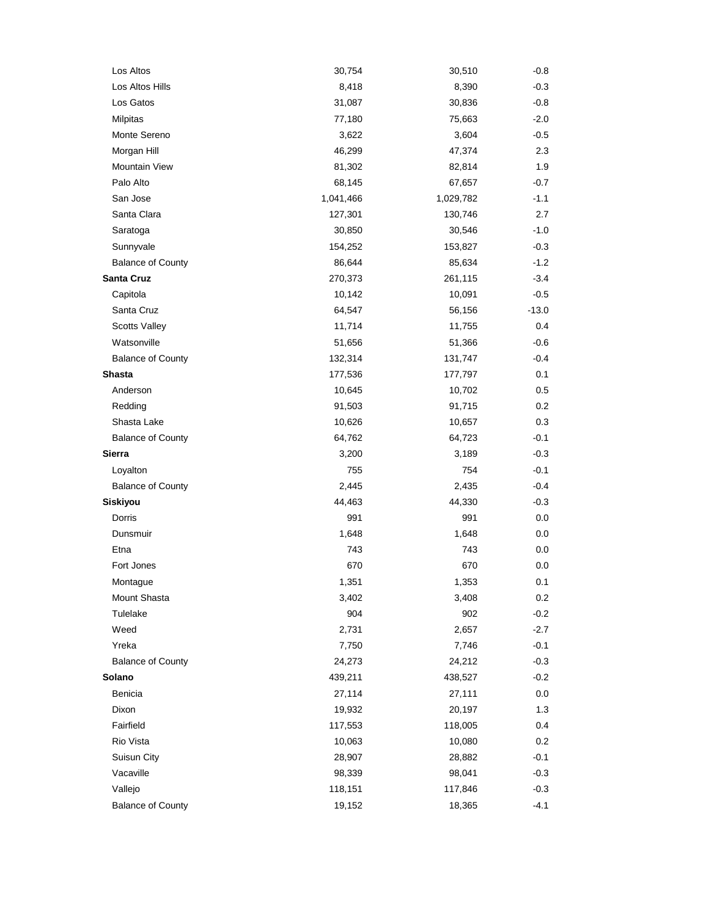| | | | |
|---|---|---|---|
| Los Altos | 30,754 | 30,510 | -0.8 |
| Los Altos Hills | 8,418 | 8,390 | -0.3 |
| Los Gatos | 31,087 | 30,836 | -0.8 |
| Milpitas | 77,180 | 75,663 | -2.0 |
| Monte Sereno | 3,622 | 3,604 | -0.5 |
| Morgan Hill | 46,299 | 47,374 | 2.3 |
| Mountain View | 81,302 | 82,814 | 1.9 |
| Palo Alto | 68,145 | 67,657 | -0.7 |
| San Jose | 1,041,466 | 1,029,782 | -1.1 |
| Santa Clara | 127,301 | 130,746 | 2.7 |
| Saratoga | 30,850 | 30,546 | -1.0 |
| Sunnyvale | 154,252 | 153,827 | -0.3 |
| Balance of County | 86,644 | 85,634 | -1.2 |
| **Santa Cruz** | 270,373 | 261,115 | -3.4 |
| Capitola | 10,142 | 10,091 | -0.5 |
| Santa Cruz | 64,547 | 56,156 | -13.0 |
| Scotts Valley | 11,714 | 11,755 | 0.4 |
| Watsonville | 51,656 | 51,366 | -0.6 |
| Balance of County | 132,314 | 131,747 | -0.4 |
| **Shasta** | 177,536 | 177,797 | 0.1 |
| Anderson | 10,645 | 10,702 | 0.5 |
| Redding | 91,503 | 91,715 | 0.2 |
| Shasta Lake | 10,626 | 10,657 | 0.3 |
| Balance of County | 64,762 | 64,723 | -0.1 |
| **Sierra** | 3,200 | 3,189 | -0.3 |
| Loyalton | 755 | 754 | -0.1 |
| Balance of County | 2,445 | 2,435 | -0.4 |
| **Siskiyou** | 44,463 | 44,330 | -0.3 |
| Dorris | 991 | 991 | 0.0 |
| Dunsmuir | 1,648 | 1,648 | 0.0 |
| Etna | 743 | 743 | 0.0 |
| Fort Jones | 670 | 670 | 0.0 |
| Montague | 1,351 | 1,353 | 0.1 |
| Mount Shasta | 3,402 | 3,408 | 0.2 |
| Tulelake | 904 | 902 | -0.2 |
| Weed | 2,731 | 2,657 | -2.7 |
| Yreka | 7,750 | 7,746 | -0.1 |
| Balance of County | 24,273 | 24,212 | -0.3 |
| **Solano** | 439,211 | 438,527 | -0.2 |
| Benicia | 27,114 | 27,111 | 0.0 |
| Dixon | 19,932 | 20,197 | 1.3 |
| Fairfield | 117,553 | 118,005 | 0.4 |
| Rio Vista | 10,063 | 10,080 | 0.2 |
| Suisun City | 28,907 | 28,882 | -0.1 |
| Vacaville | 98,339 | 98,041 | -0.3 |
| Vallejo | 118,151 | 117,846 | -0.3 |
| Balance of County | 19,152 | 18,365 | -4.1 |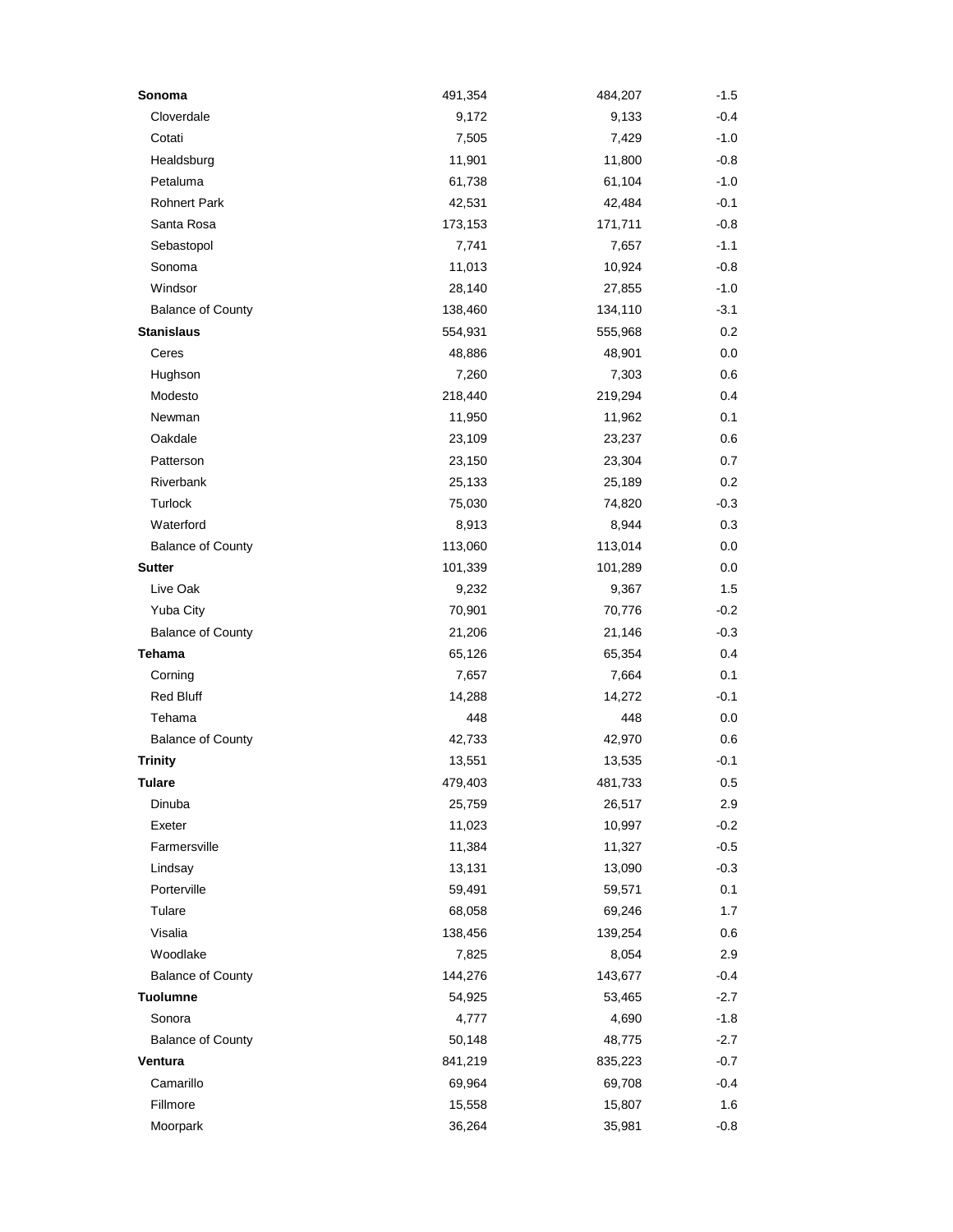| | | | |
|---|---|---|---|
| **Sonoma** | 491,354 | 484,207 | -1.5 |
| Cloverdale | 9,172 | 9,133 | -0.4 |
| Cotati | 7,505 | 7,429 | -1.0 |
| Healdsburg | 11,901 | 11,800 | -0.8 |
| Petaluma | 61,738 | 61,104 | -1.0 |
| Rohnert Park | 42,531 | 42,484 | -0.1 |
| Santa Rosa | 173,153 | 171,711 | -0.8 |
| Sebastopol | 7,741 | 7,657 | -1.1 |
| Sonoma | 11,013 | 10,924 | -0.8 |
| Windsor | 28,140 | 27,855 | -1.0 |
| Balance of County | 138,460 | 134,110 | -3.1 |
| **Stanislaus** | 554,931 | 555,968 | 0.2 |
| Ceres | 48,886 | 48,901 | 0.0 |
| Hughson | 7,260 | 7,303 | 0.6 |
| Modesto | 218,440 | 219,294 | 0.4 |
| Newman | 11,950 | 11,962 | 0.1 |
| Oakdale | 23,109 | 23,237 | 0.6 |
| Patterson | 23,150 | 23,304 | 0.7 |
| Riverbank | 25,133 | 25,189 | 0.2 |
| Turlock | 75,030 | 74,820 | -0.3 |
| Waterford | 8,913 | 8,944 | 0.3 |
| Balance of County | 113,060 | 113,014 | 0.0 |
| **Sutter** | 101,339 | 101,289 | 0.0 |
| Live Oak | 9,232 | 9,367 | 1.5 |
| Yuba City | 70,901 | 70,776 | -0.2 |
| Balance of County | 21,206 | 21,146 | -0.3 |
| **Tehama** | 65,126 | 65,354 | 0.4 |
| Corning | 7,657 | 7,664 | 0.1 |
| Red Bluff | 14,288 | 14,272 | -0.1 |
| Tehama | 448 | 448 | 0.0 |
| Balance of County | 42,733 | 42,970 | 0.6 |
| **Trinity** | 13,551 | 13,535 | -0.1 |
| **Tulare** | 479,403 | 481,733 | 0.5 |
| Dinuba | 25,759 | 26,517 | 2.9 |
| Exeter | 11,023 | 10,997 | -0.2 |
| Farmersville | 11,384 | 11,327 | -0.5 |
| Lindsay | 13,131 | 13,090 | -0.3 |
| Porterville | 59,491 | 59,571 | 0.1 |
| Tulare | 68,058 | 69,246 | 1.7 |
| Visalia | 138,456 | 139,254 | 0.6 |
| Woodlake | 7,825 | 8,054 | 2.9 |
| Balance of County | 144,276 | 143,677 | -0.4 |
| **Tuolumne** | 54,925 | 53,465 | -2.7 |
| Sonora | 4,777 | 4,690 | -1.8 |
| Balance of County | 50,148 | 48,775 | -2.7 |
| **Ventura** | 841,219 | 835,223 | -0.7 |
| Camarillo | 69,964 | 69,708 | -0.4 |
| Fillmore | 15,558 | 15,807 | 1.6 |
| Moorpark | 36,264 | 35,981 | -0.8 |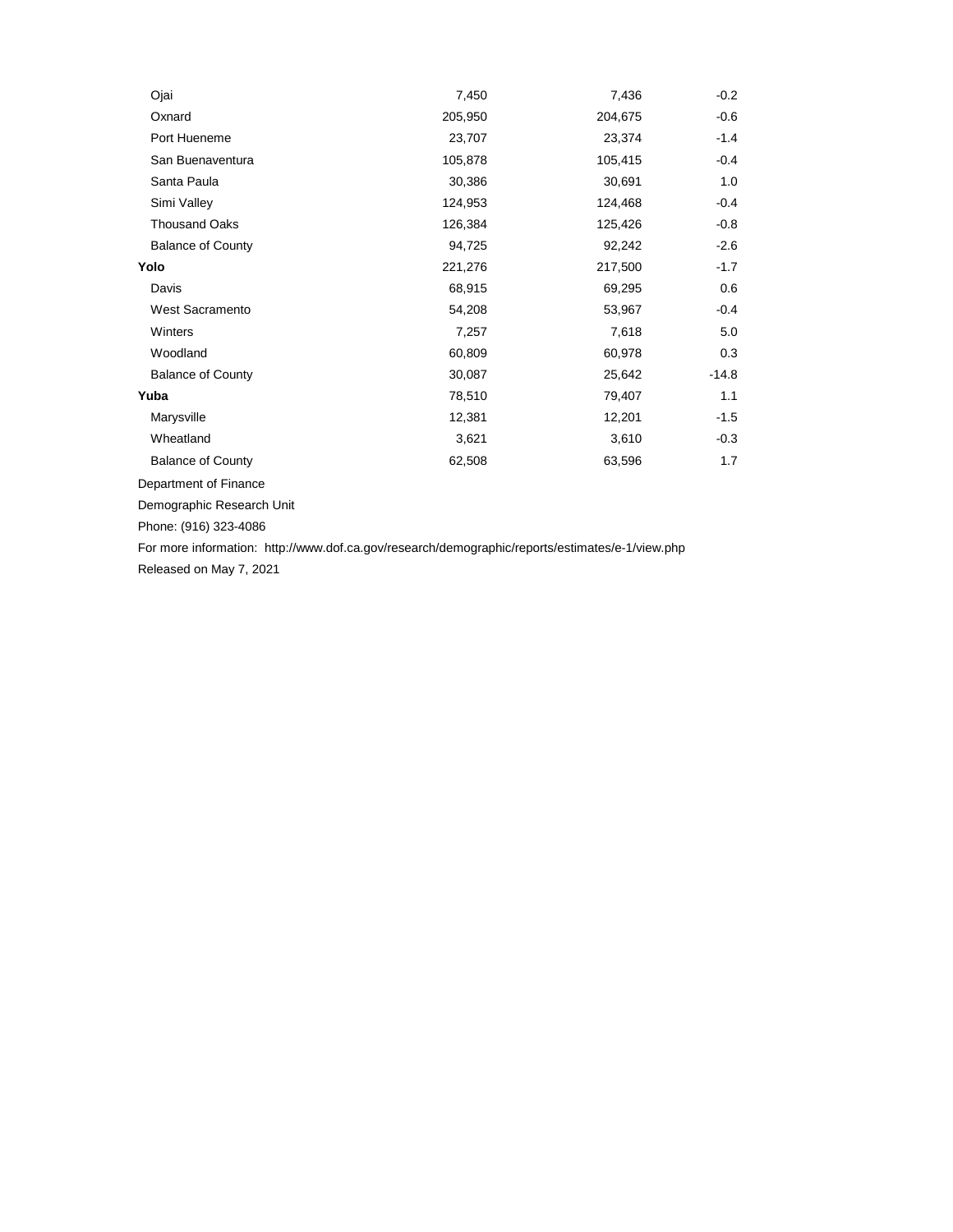| | | | |
|---|---|---|---|
| Ojai | 7,450 | 7,436 | -0.2 |
| Oxnard | 205,950 | 204,675 | -0.6 |
| Port Hueneme | 23,707 | 23,374 | -1.4 |
| San Buenaventura | 105,878 | 105,415 | -0.4 |
| Santa Paula | 30,386 | 30,691 | 1.0 |
| Simi Valley | 124,953 | 124,468 | -0.4 |
| Thousand Oaks | 126,384 | 125,426 | -0.8 |
| Balance of County | 94,725 | 92,242 | -2.6 |
| **Yolo** | 221,276 | 217,500 | -1.7 |
| Davis | 68,915 | 69,295 | 0.6 |
| West Sacramento | 54,208 | 53,967 | -0.4 |
| Winters | 7,257 | 7,618 | 5.0 |
| Woodland | 60,809 | 60,978 | 0.3 |
| Balance of County | 30,087 | 25,642 | -14.8 |
| **Yuba** | 78,510 | 79,407 | 1.1 |
| Marysville | 12,381 | 12,201 | -1.5 |
| Wheatland | 3,621 | 3,610 | -0.3 |
| Balance of County | 62,508 | 63,596 | 1.7 |

Department of Finance

Demographic Research Unit

Phone: (916) 323-4086

For more information: http://www.dof.ca.gov/research/demographic/reports/estimates/e-1/view.php

Released on May 7, 2021